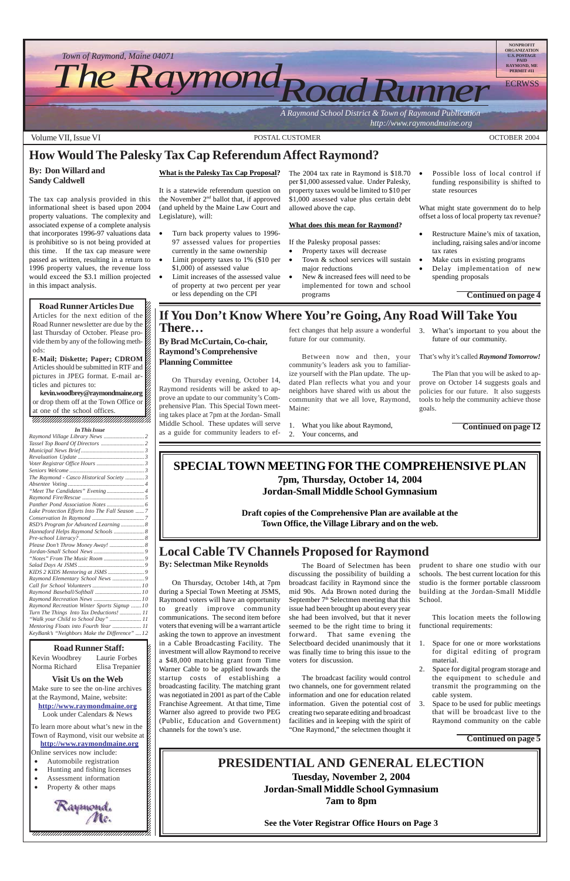Town of Raymond, Maine 04071

# The Raymond Road Runner

*A Raymond School District & Town of Raymond Publication*
*http://www.raymondmaine.org*

NONPROFIT ORGANIZATION U.S. POSTAGE PAID RAYMOND, ME PERMIT #11

ECRWSS

Volume VII, Issue VI — POSTAL CUSTOMER — OCTOBER 2004

# How Would The Palesky Tax Cap Referendum Affect Raymond?

**By: Don Willard and Sandy Caldwell**

The tax cap analysis provided in this informational sheet is based upon 2004 property valuations. The complexity and associated expense of a complete analysis that incorporates 1996-97 valuations data is prohibitive so is not being provided at this time. If the tax cap measure were passed as written, resulting in a return to 1996 property values, the revenue loss would exceed the $3.1 million projected in this impact analysis.

**What is the Palesky Tax Cap Proposal?**

It is a statewide referendum question on the November 2[nd] ballot that, if approved (and upheld by the Maine Law Court and Legislature), will:

- Turn back property values to 1996-97 assessed values for properties currently in the same ownership
- Limit property taxes to 1% ($10 per $1,000) of assessed value
- Limit increases of the assessed value of property at two percent per year or less depending on the CPI

The 2004 tax rate in Raymond is $18.70 per $1,000 assessed value. Under Palesky, property taxes would be limited to $10 per $1,000 assessed value plus certain debt allowed above the cap.

**What does this mean for Raymond?**

If the Palesky proposal passes:

- Property taxes will decrease
- Town & school services will sustain major reductions
- New & increased fees will need to be implemented for town and school programs
- Possible loss of local control if funding responsibility is shifted to state resources

What might state government do to help offset a loss of local property tax revenue?

- Restructure Maine's mix of taxation, including, raising sales and/or income tax rates
- Make cuts in existing programs
- Delay implementation of new spending proposals

**Continued on page 4**

## Road Runner Articles Due

Articles for the next edition of the Road Runner newsletter are due by the last Thursday of October. Please provide them by any of the following methods:

**E-Mail; Diskette; Paper; CDROM** Articles should be submitted in RTF and pictures in JPEG format. E-mail articles and pictures to:

**kevin.woodbrey@raymondmaine.org** or drop them off at the Town Office or at one of the school offices.

### In This Issue

*Raymond Village Library News* ... 2
*Tassel Top Board Of Directors* ... 2
*Municipal News Brief* ... 3
*Revaluation Update* ... 3
*Voter Registrar Office Hours* ... 3
*Seniors Welcome* ... 3
*The Raymond - Casco Historical Society* ... 3
*Absentee Voting* ... 4
*"Meet The Candidates" Evening* ... 4
*Raymond Fire/Rescue* ... 5
*Panther Pond Association Notes* ... 6
*Lake Protection Efforts Into The Fall Season* ... 7
*Conservation In Raymond* ... 7
*RSD's Program for Advanced Learning* ... 8
*Hannaford Helps Raymond Schools* ... 8
*Pre-school Literacy?* ... 8
*Please Don't Throw Money Away!* ... 8
*Jordan-Small School News* ... 9
*"Notes" From The Music Room* ... 9
*Salad Days At JSMS* ... 9
*KIDS 2 KIDS Mentoring at JSMS* ... 9
*Raymond Elementary School News* ... 9
*Call for School Volunteers* ... 10
*Raymond Baseball/Softball* ... 10
*Raymond Recreation News* ... 10
*Raymond Recreation Winter Sports Signup* ... 10
*Turn The Things Into Tax Deductions!* ... 11
*"Walk your Child to School Day"* ... 11
*Mentoring Floats into Fourth Year* ... 11
*KeyBank's "Neighbors Make the Difference"* ... 12

## Road Runner Staff:

Kevin Woodbrey — Laurie Forbes
Norma Richard — Elisa Trepanier

## Visit Us on the Web

Make sure to see the on-line archives at the Raymond, Maine, website: **http://www.raymondmaine.org** Look under Calendars & News

To learn more about what's new in the Town of Raymond, visit our website at **http://www.raymondmaine.org**

Online services now include:

- Automobile registration
- Hunting and fishing licenses
- Assessment information
- Property & other maps

# If You Don't Know Where You're Going, Any Road Will Take You There…

**By Brad McCurtain, Co-chair, Raymond's Comprehensive Planning Committee**

On Thursday evening, October 14, Raymond residents will be asked to approve an update to our Community's Comprehensive Plan. This Special Town meeting takes place at 7pm at the Jordan-Small Middle School. These updates will serve as a guide for community leaders to effect changes that help assure a wonderful future for our community.

Between now and then, your community's leaders ask you to familiarize yourself with the Plan update. The updated Plan reflects what you and your neighbors have shared with us about the community that we all love, Raymond, Maine:

1. What you like about Raymond,
2. Your concerns, and
3. What's important to you about the future of our community.

That's why it's called ***Raymond Tomorrow!***

The Plan that you will be asked to approve on October 14 suggests goals and policies for our future. It also suggests tools to help the community achieve those goals.

**Continued on page 12**

## SPECIAL TOWN MEETING FOR THE COMPREHENSIVE PLAN

**7pm, Thursday, October 14, 2004**
**Jordan-Small Middle School Gymnasium**

**Draft copies of the Comprehensive Plan are available at the Town Office, the Village Library and on the web.**

# Local Cable TV Channels Proposed for Raymond

**By: Selectman Mike Reynolds**

On Thursday, October 14th, at 7pm during a Special Town Meeting at JSMS, Raymond voters will have an opportunity to greatly improve community communications. The second item before voters that evening will be a warrant article asking the town to approve an investment in a Cable Broadcasting Facility. The investment will allow Raymond to receive a $48,000 matching grant from Time Warner Cable to be applied towards the startup costs of establishing a broadcasting facility. The matching grant was negotiated in 2001 as part of the Cable Franchise Agreement. At that time, Time Warner also agreed to provide two PEG (Public, Education and Government) channels for the town's use.

The Board of Selectmen has been discussing the possibility of building a broadcast facility in Raymond since the mid 90s. Ada Brown noted during the September 7[th] Selectmen meeting that this issue had been brought up about every year she had been involved, but that it never seemed to be the right time to bring it forward. That same evening the Selectboard decided unanimously that it was finally time to bring this issue to the voters for discussion.

The broadcast facility would control two channels, one for government related information and one for education related information. Given the potential cost of creating two separate editing and broadcast facilities and in keeping with the spirit of "One Raymond," the selectmen thought it prudent to share one studio with our schools. The best current location for this studio is the former portable classroom building at the Jordan-Small Middle School.

This location meets the following functional requirements:

1. Space for one or more workstations for digital editing of program material.
2. Space for digital program storage and the equipment to schedule and transmit the programming on the cable system.
3. Space to be used for public meetings that will be broadcast live to the Raymond community on the cable

**Continued on page 5**

## PRESIDENTIAL AND GENERAL ELECTION

**Tuesday, November 2, 2004**
**Jordan-Small Middle School Gymnasium**
**7am to 8pm**

**See the Voter Registrar Office Hours on Page 3**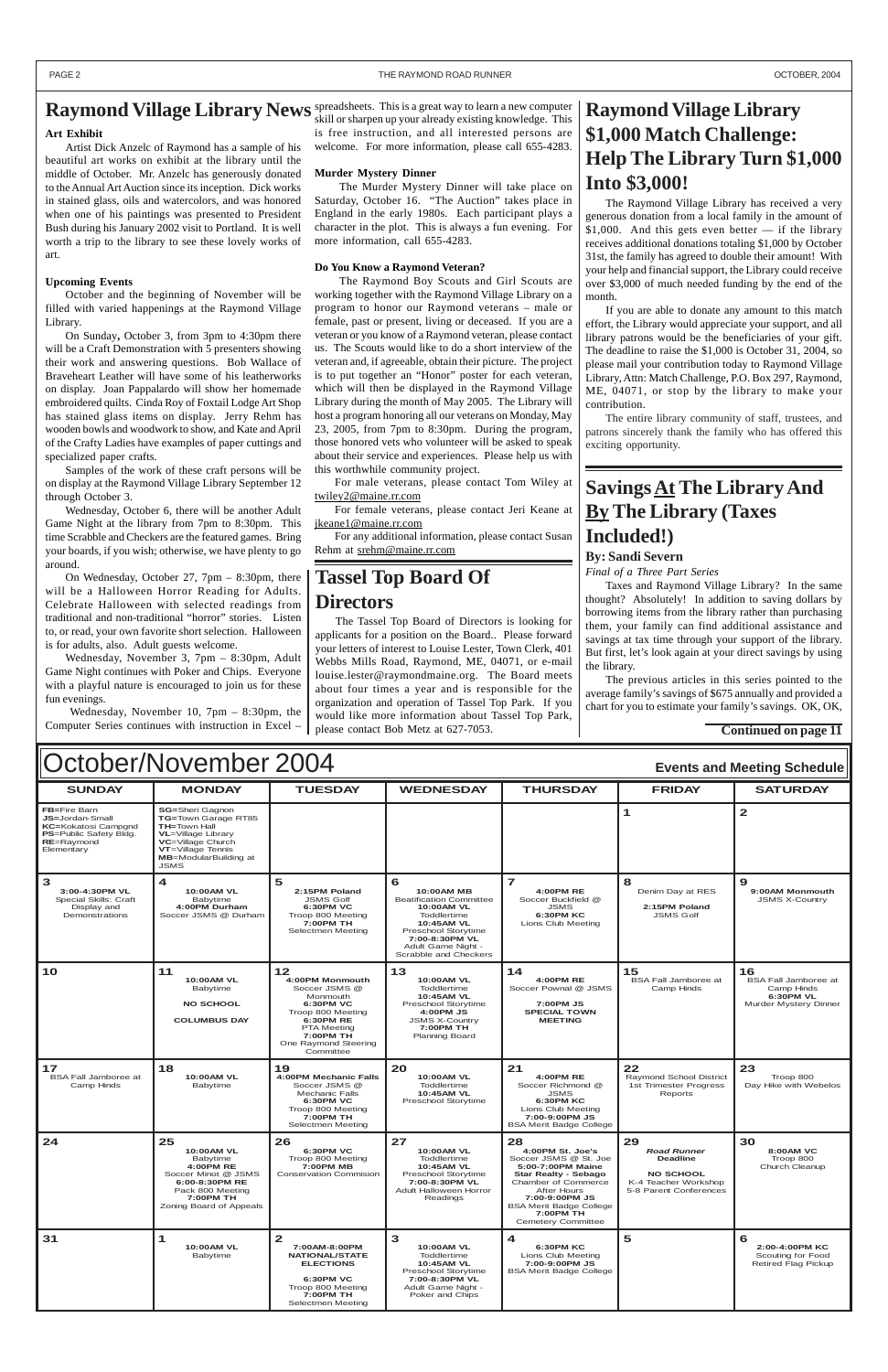# Raymond Village Library News

**Art Exhibit**

Artist Dick Anzelc of Raymond has a sample of his beautiful art works on exhibit at the library until the middle of October. Mr. Anzelc has generously donated to the Annual Art Auction since its inception. Dick works in stained glass, oils and watercolors, and was honored when one of his paintings was presented to President Bush during his January 2002 visit to Portland. It is well worth a trip to the library to see these lovely works of art.

**Upcoming Events**

October and the beginning of November will be filled with varied happenings at the Raymond Village Library.

On Sunday**,** October 3, from 3pm to 4:30pm there will be a Craft Demonstration with 5 presenters showing their work and answering questions. Bob Wallace of Braveheart Leather will have some of his leatherworks on display. Joan Pappalardo will show her homemade embroidered quilts. Cinda Roy of Foxtail Lodge Art Shop has stained glass items on display. Jerry Rehm has wooden bowls and woodwork to show, and Kate and April of the Crafty Ladies have examples of paper cuttings and specialized paper crafts.

Samples of the work of these craft persons will be on display at the Raymond Village Library September 12 through October 3.

Wednesday, October 6, there will be another Adult Game Night at the library from 7pm to 8:30pm. This time Scrabble and Checkers are the featured games. Bring your boards, if you wish; otherwise, we have plenty to go around.

On Wednesday, October 27, 7pm – 8:30pm, there will be a Halloween Horror Reading for Adults. Celebrate Halloween with selected readings from traditional and non-traditional "horror" stories. Listen to, or read, your own favorite short selection. Halloween is for adults, also. Adult guests welcome.

Wednesday, November 3, 7pm – 8:30pm, Adult Game Night continues with Poker and Chips. Everyone with a playful nature is encouraged to join us for these fun evenings.

Wednesday, November 10, 7pm – 8:30pm, the Computer Series continues with instruction in Excel – spreadsheets. This is a great way to learn a new computer skill or sharpen up your already existing knowledge. This is free instruction, and all interested persons are welcome. For more information, please call 655-4283.

**Murder Mystery Dinner**

The Murder Mystery Dinner will take place on Saturday, October 16. "The Auction" takes place in England in the early 1980s. Each participant plays a character in the plot. This is always a fun evening. For more information, call 655-4283.

**Do You Know a Raymond Veteran?**

The Raymond Boy Scouts and Girl Scouts are working together with the Raymond Village Library on a program to honor our Raymond veterans – male or female, past or present, living or deceased. If you are a veteran or you know of a Raymond veteran, please contact us. The Scouts would like to do a short interview of the veteran and, if agreeable, obtain their picture. The project is to put together an "Honor" poster for each veteran, which will then be displayed in the Raymond Village Library during the month of May 2005. The Library will host a program honoring all our veterans on Monday, May 23, 2005, from 7pm to 8:30pm. During the program, those honored vets who volunteer will be asked to speak about their service and experiences. Please help us with this worthwhile community project.

For male veterans, please contact Tom Wiley at twiley2@maine.rr.com

For female veterans, please contact Jeri Keane at jkeane1@maine.rr.com

For any additional information, please contact Susan Rehm at srehm@maine.rr.com

# Tassel Top Board Of Directors

The Tassel Top Board of Directors is looking for applicants for a position on the Board.. Please forward your letters of interest to Louise Lester, Town Clerk, 401 Webbs Mills Road, Raymond, ME, 04071, or e-mail louise.lester@raymondmaine.org. The Board meets about four times a year and is responsible for the organization and operation of Tassel Top Park. If you would like more information about Tassel Top Park, please contact Bob Metz at 627-7053.

# Raymond Village Library $1,000 Match Challenge: Help The Library Turn $1,000 Into $3,000!

The Raymond Village Library has received a very generous donation from a local family in the amount of $1,000. And this gets even better — if the library receives additional donations totaling $1,000 by October 31st, the family has agreed to double their amount! With your help and financial support, the Library could receive over $3,000 of much needed funding by the end of the month.

If you are able to donate any amount to this match effort, the Library would appreciate your support, and all library patrons would be the beneficiaries of your gift. The deadline to raise the $1,000 is October 31, 2004, so please mail your contribution today to Raymond Village Library, Attn: Match Challenge, P.O. Box 297, Raymond, ME, 04071, or stop by the library to make your contribution.

The entire library community of staff, trustees, and patrons sincerely thank the family who has offered this exciting opportunity.

# Savings At The Library And By The Library (Taxes Included!)

**By: Sandi Severn**

*Final of a Three Part Series*

Taxes and Raymond Village Library? In the same thought? Absolutely! In addition to saving dollars by borrowing items from the library rather than purchasing them, your family can find additional assistance and savings at tax time through your support of the library. But first, let's look again at your direct savings by using the library.

The previous articles in this series pointed to the average family's savings of $675 annually and provided a chart for you to estimate your family's savings. OK, OK,

**Continued on page 11**

# October/November 2004

**Events and Meeting Schedule**

| SUNDAY | MONDAY | TUESDAY | WEDNESDAY | THURSDAY | FRIDAY | SATURDAY |
|---|---|---|---|---|---|---|
| FB=Fire Barn<br>JS=Jordan-Small<br>KC=Kokatosi Campgnd<br>PS=Public Safety Bldg.<br>RE=Raymond Elementary | SG=Sheri Gagnon<br>TG=Town Garage RT85<br>TH=Town Hall<br>VL=Village Library<br>VC=Village Church<br>VT=Village Tennis<br>MB=ModularBuilding at JSMS | | | | 1 | 2 |
| 3<br>**3:00-4:30PM VL**<br>Special Skills: Craft Display and Demonstrations | 4<br>**10:00AM VL**<br>Babytime<br>**4:00PM Durham**<br>Soccer JSMS @ Durham | 5<br>**2:15PM Poland**<br>JSMS Golf<br>**6:30PM VC**<br>Troop 800 Meeting<br>**7:00PM TH**<br>Selectmen Meeting | 6<br>**10:00AM MB**<br>Beatification Committee<br>**10:00AM VL**<br>Toddlertime<br>**10:45AM VL**<br>Preschool Storytime<br>**7:00-8:30PM VL**<br>Adult Game Night - Scrabble and Checkers | 7<br>**4:00PM RE**<br>Soccer Buckfield @ JSMS<br>**6:30PM KC**<br>Lions Club Meeting | 8<br>Denim Day at RES<br>**2:15PM Poland**<br>JSMS Golf | 9<br>**9:00AM Monmouth**<br>JSMS X-Country |
| 10 | 11<br>**10:00AM VL**<br>Babytime<br>**NO SCHOOL**<br>**COLUMBUS DAY** | 12<br>**4:00PM Monmouth**<br>Soccer JSMS @ Monmouth<br>**6:30PM VC**<br>Troop 800 Meeting<br>**6:30PM RE**<br>PTA Meeting<br>**7:00PM TH**<br>One Raymond Steering Committee | 13<br>**10:00AM VL**<br>Toddlertime<br>**10:45AM VL**<br>Preschool Storytime<br>**4:00PM JS**<br>JSMS X-Country<br>**7:00PM TH**<br>Planning Board | 14<br>**4:00PM RE**<br>Soccer Pownal @ JSMS<br>**7:00PM JS**<br>**SPECIAL TOWN MEETING** | 15<br>BSA Fall Jamboree at Camp Hinds | 16<br>BSA Fall Jamboree at Camp Hinds<br>**6:30PM VL**<br>Murder Mystery Dinner |
| 17<br>BSA Fall Jamboree at Camp Hinds | 18<br>**10:00AM VL**<br>Babytime | 19<br>**4:00PM Mechanic Falls**<br>Soccer JSMS @ Mechanic Falls<br>**6:30PM VC**<br>Troop 800 Meeting<br>**7:00PM TH**<br>Selectmen Meeting | 20<br>**10:00AM VL**<br>Toddlertime<br>**10:45AM VL**<br>Preschool Storytime | 21<br>**4:00PM RE**<br>Soccer Richmond @ JSMS<br>**6:30PM KC**<br>Lions Club Meeting<br>**7:00-9:00PM JS**<br>BSA Merit Badge College | 22<br>Raymond School District 1st Trimester Progress Reports | 23<br>Troop 800<br>Day Hike with Webelos |
| 24 | 25<br>**10:00AM VL**<br>Babytime<br>**4:00PM RE**<br>Soccer Minot @ JSMS<br>**6:00-8:30PM RE**<br>Pack 800 Meeting<br>**7:00PM TH**<br>Zoning Board of Appeals | 26<br>**6:30PM VC**<br>Troop 800 Meeting<br>**7:00PM MB**<br>Conservation Commision | 27<br>**10:00AM VL**<br>Toddlertime<br>**10:45AM VL**<br>Preschool Storytime<br>**7:00-8:30PM VL**<br>Adult Halloween Horror Readings | 28<br>**4:00PM St. Joe's**<br>Soccer JSMS @ St. Joe<br>**5:00-7:00PM Maine Star Realty - Sebago**<br>Chamber of Commerce After Hours<br>**7:00-9:00PM JS**<br>BSA Merit Badge College<br>**7:00PM TH**<br>Cemetery Committee | 29<br>***Road Runner* Deadline**<br>**NO SCHOOL**<br>K-4 Teacher Workshop<br>5-8 Parent Conferences | 30<br>**8:00AM VC**<br>Troop 800<br>Church Cleanup |
| 31 | 1<br>**10:00AM VL**<br>Babytime | 2<br>**7:00AM-8:00PM NATIONAL/STATE ELECTIONS**<br>**6:30PM VC**<br>Troop 800 Meeting<br>**7:00PM TH**<br>Selectmen Meeting | 3<br>**10:00AM VL**<br>Toddlertime<br>**10:45AM VL**<br>Preschool Storytime<br>**7:00-8:30PM VL**<br>Adult Game Night - Poker and Chips | 4<br>**6:30PM KC**<br>Lions Club Meeting<br>**7:00-9:00PM JS**<br>BSA Merit Badge College | 5 | 6<br>**2:00-4:00PM KC**<br>Scouting for Food Retired Flag Pickup |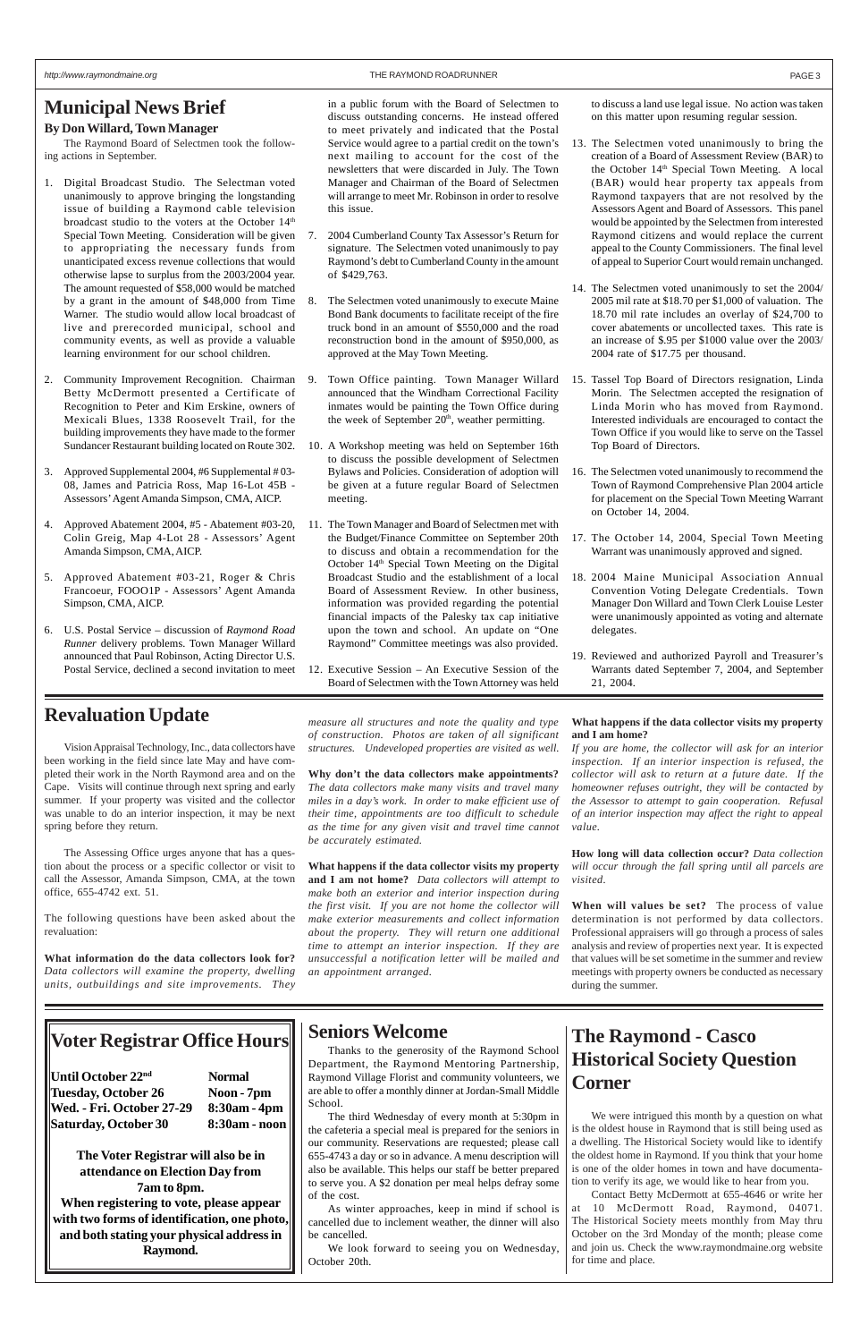# Municipal News Brief

**By Don Willard, Town Manager**

The Raymond Board of Selectmen took the following actions in September.

1. Digital Broadcast Studio. The Selectmen voted unanimously to approve bringing the longstanding issue of building a Raymond cable television broadcast studio to the voters at the October 14th Special Town Meeting. Consideration will be given to appropriating the necessary funds from unanticipated excess revenue collections that would otherwise lapse to surplus from the 2003/2004 year. The amount requested of $58,000 would be matched by a grant in the amount of $48,000 from Time Warner. The studio would allow local broadcast of live and prerecorded municipal, school and community events, as well as provide a valuable learning environment for our school children.

2. Community Improvement Recognition. Chairman Betty McDermott presented a Certificate of Recognition to Peter and Kim Erskine, owners of Mexicali Blues, 1338 Roosevelt Trail, for the building improvements they have made to the former Sundancer Restaurant building located on Route 302.

3. Approved Supplemental 2004, #6 Supplemental # 03-08, James and Patricia Ross, Map 16-Lot 45B - Assessors' Agent Amanda Simpson, CMA, AICP.

4. Approved Abatement 2004, #5 - Abatement #03-20, Colin Greig, Map 4-Lot 28 - Assessors' Agent Amanda Simpson, CMA, AICP.

5. Approved Abatement #03-21, Roger & Chris Francoeur, FOOO1P - Assessors' Agent Amanda Simpson, CMA, AICP.

6. U.S. Postal Service – discussion of *Raymond Road Runner* delivery problems. Town Manager Willard announced that Paul Robinson, Acting Director U.S. Postal Service, declined a second invitation to meet in a public forum with the Board of Selectmen to discuss outstanding concerns. He instead offered to meet privately and indicated that the Postal Service would agree to a partial credit on the town's next mailing to account for the cost of the newsletters that were discarded in July. The Town Manager and Chairman of the Board of Selectmen will arrange to meet Mr. Robinson in order to resolve this issue.

7. 2004 Cumberland County Tax Assessor's Return for signature. The Selectmen voted unanimously to pay Raymond's debt to Cumberland County in the amount of $429,763.

8. The Selectmen voted unanimously to execute Maine Bond Bank documents to facilitate receipt of the fire truck bond in an amount of $550,000 and the road reconstruction bond in the amount of $950,000, as approved at the May Town Meeting.

9. Town Office painting. Town Manager Willard announced that the Windham Correctional Facility inmates would be painting the Town Office during the week of September 20th, weather permitting.

10. A Workshop meeting was held on September 16th to discuss the possible development of Selectmen Bylaws and Policies. Consideration of adoption will be given at a future regular Board of Selectmen meeting.

11. The Town Manager and Board of Selectmen met with the Budget/Finance Committee on September 20th to discuss and obtain a recommendation for the October 14th Special Town Meeting on the Digital Broadcast Studio and the establishment of a local Board of Assessment Review. In other business, information was provided regarding the potential financial impacts of the Palesky tax cap initiative upon the town and school. An update on "One Raymond" Committee meetings was also provided.

12. Executive Session – An Executive Session of the Board of Selectmen with the Town Attorney was held to discuss a land use legal issue. No action was taken on this matter upon resuming regular session.

13. The Selectmen voted unanimously to bring the creation of a Board of Assessment Review (BAR) to the October 14th Special Town Meeting. A local (BAR) would hear property tax appeals from Raymond taxpayers that are not resolved by the Assessors Agent and Board of Assessors. This panel would be appointed by the Selectmen from interested Raymond citizens and would replace the current appeal to the County Commissioners. The final level of appeal to Superior Court would remain unchanged.

14. The Selectmen voted unanimously to set the 2004/2005 mil rate at $18.70 per $1,000 of valuation. The 18.70 mil rate includes an overlay of $24,700 to cover abatements or uncollected taxes. This rate is an increase of $.95 per $1000 value over the 2003/2004 rate of $17.75 per thousand.

15. Tassel Top Board of Directors resignation, Linda Morin. The Selectmen accepted the resignation of Linda Morin who has moved from Raymond. Interested individuals are encouraged to contact the Town Office if you would like to serve on the Tassel Top Board of Directors.

16. The Selectmen voted unanimously to recommend the Town of Raymond Comprehensive Plan 2004 article for placement on the Special Town Meeting Warrant on October 14, 2004.

17. The October 14, 2004, Special Town Meeting Warrant was unanimously approved and signed.

18. 2004 Maine Municipal Association Annual Convention Voting Delegate Credentials. Town Manager Don Willard and Town Clerk Louise Lester were unanimously appointed as voting and alternate delegates.

19. Reviewed and authorized Payroll and Treasurer's Warrants dated September 7, 2004, and September 21, 2004.

# Revaluation Update

Vision Appraisal Technology, Inc., data collectors have been working in the field since late May and have completed their work in the North Raymond area and on the Cape. Visits will continue through next spring and early summer. If your property was visited and the collector was unable to do an interior inspection, it may be next spring before they return.

The Assessing Office urges anyone that has a question about the process or a specific collector or visit to call the Assessor, Amanda Simpson, CMA, at the town office, 655-4742 ext. 51.

The following questions have been asked about the revaluation:

**What information do the data collectors look for?** *Data collectors will examine the property, dwelling units, outbuildings and site improvements. They measure all structures and note the quality and type of construction. Photos are taken of all significant structures. Undeveloped properties are visited as well.*

**Why don't the data collectors make appointments?** *The data collectors make many visits and travel many miles in a day's work. In order to make efficient use of their time, appointments are too difficult to schedule as the time for any given visit and travel time cannot be accurately estimated.*

**What happens if the data collector visits my property and I am not home?** *Data collectors will attempt to make both an exterior and interior inspection during the first visit. If you are not home the collector will make exterior measurements and collect information about the property. They will return one additional time to attempt an interior inspection. If they are unsuccessful a notification letter will be mailed and an appointment arranged.*

**What happens if the data collector visits my property and I am home?** *If you are home, the collector will ask for an interior inspection. If an interior inspection is refused, the collector will ask to return at a future date. If the homeowner refuses outright, they will be contacted by the Assessor to attempt to gain cooperation. Refusal of an interior inspection may affect the right to appeal value.*

**How long will data collection occur?** *Data collection will occur through the fall spring until all parcels are visited.*

**When will values be set?** The process of value determination is not performed by data collectors. Professional appraisers will go through a process of sales analysis and review of properties next year. It is expected that values will be set sometime in the summer and review meetings with property owners be conducted as necessary during the summer.

# Voter Registrar Office Hours

| | |
|---|---|
| **Until October 22nd** | **Normal** |
| **Tuesday, October 26** | **Noon - 7pm** |
| **Wed. - Fri. October 27-29** | **8:30am - 4pm** |
| **Saturday, October 30** | **8:30am - noon** |

**The Voter Registrar will also be in attendance on Election Day from 7am to 8pm.**

**When registering to vote, please appear with two forms of identification, one photo, and both stating your physical address in Raymond.**

# Seniors Welcome

Thanks to the generosity of the Raymond School Department, the Raymond Mentoring Partnership, Raymond Village Florist and community volunteers, we are able to offer a monthly dinner at Jordan-Small Middle School.

The third Wednesday of every month at 5:30pm in the cafeteria a special meal is prepared for the seniors in our community. Reservations are requested; please call 655-4743 a day or so in advance. A menu description will also be available. This helps our staff be better prepared to serve you. A $2 donation per meal helps defray some of the cost.

As winter approaches, keep in mind if school is cancelled due to inclement weather, the dinner will also be cancelled.

We look forward to seeing you on Wednesday, October 20th.

# The Raymond - Casco Historical Society Question Corner

We were intrigued this month by a question on what is the oldest house in Raymond that is still being used as a dwelling. The Historical Society would like to identify the oldest home in Raymond. If you think that your home is one of the older homes in town and have documentation to verify its age, we would like to hear from you.

Contact Betty McDermott at 655-4646 or write her at 10 McDermott Road, Raymond, 04071. The Historical Society meets monthly from May thru October on the 3rd Monday of the month; please come and join us. Check the www.raymondmaine.org website for time and place.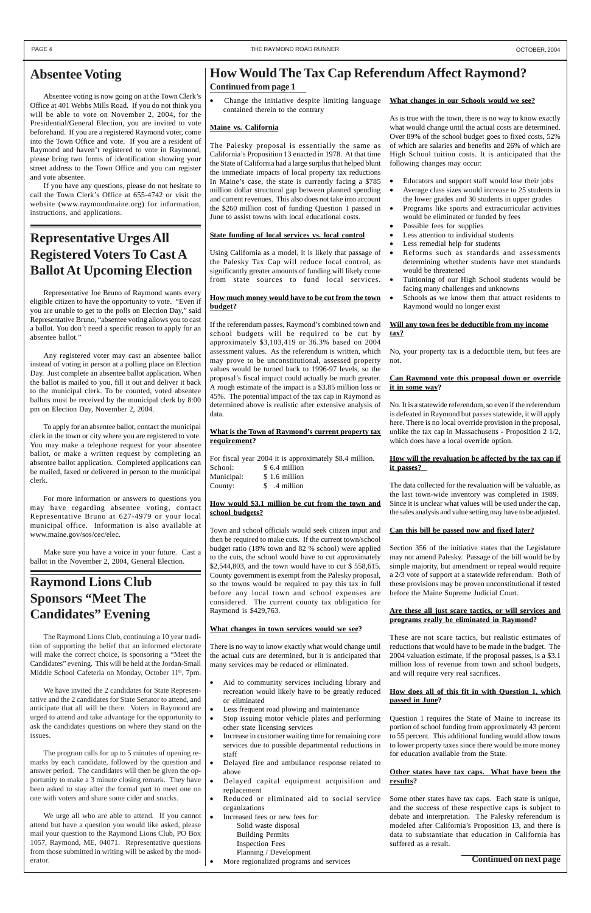## Absentee Voting

Absentee voting is now going on at the Town Clerk's Office at 401 Webbs Mills Road. If you do not think you will be able to vote on November 2, 2004, for the Presidential/General Election, you are invited to vote beforehand. If you are a registered Raymond voter, come into the Town Office and vote. If you are a resident of Raymond and haven't registered to vote in Raymond, please bring two forms of identification showing your street address to the Town Office and you can register and vote absentee.

If you have any questions, please do not hesitate to call the Town Clerk's Office at 655-4742 or visit the website (www.raymondmaine.org) for information, instructions, and applications.

## Representative Urges All Registered Voters To Cast A Ballot At Upcoming Election

Representative Joe Bruno of Raymond wants every eligible citizen to have the opportunity to vote. "Even if you are unable to get to the polls on Election Day," said Representative Bruno, "absentee voting allows you to cast a ballot. You don't need a specific reason to apply for an absentee ballot."

Any registered voter may cast an absentee ballot instead of voting in person at a polling place on Election Day. Just complete an absentee ballot application. When the ballot is mailed to you, fill it out and deliver it back to the municipal clerk. To be counted, voted absentee ballots must be received by the municipal clerk by 8:00 pm on Election Day, November 2, 2004.

To apply for an absentee ballot, contact the municipal clerk in the town or city where you are registered to vote. You may make a telephone request for your absentee ballot, or make a written request by completing an absentee ballot application. Completed applications can be mailed, faxed or delivered in person to the municipal clerk.

For more information or answers to questions you may have regarding absentee voting, contact Representative Bruno at 627-4979 or your local municipal office. Information is also available at www.maine.gov/sos/cec/elec.

Make sure you have a voice in your future. Cast a ballot in the November 2, 2004, General Election.

## Raymond Lions Club Sponsors "Meet The Candidates" Evening

The Raymond Lions Club, continuing a 10 year tradition of supporting the belief that an informed electorate will make the correct choice, is sponsoring a "Meet the Candidates" evening. This will be held at the Jordan-Small Middle School Cafeteria on Monday, October 11th, 7pm.

We have invited the 2 candidates for State Representative and the 2 candidates for State Senator to attend, and anticipate that all will be there. Voters in Raymond are urged to attend and take advantage for the opportunity to ask the candidates questions on where they stand on the issues.

The program calls for up to 5 minutes of opening remarks by each candidate, followed by the question and answer period. The candidates will then be given the opportunity to make a 3 minute closing remark. They have been asked to stay after the formal part to meet one on one with voters and share some cider and snacks.

We urge all who are able to attend. If you cannot attend but have a question you would like asked, please mail your question to the Raymond Lions Club, PO Box 1057, Raymond, ME, 04071. Representative questions from those submitted in writing will be asked by the moderator.

## How Would The Tax Cap Referendum Affect Raymond?

**Continued from page 1**

- Change the initiative despite limiting language contained therein to the contrary

**Maine vs. California**

The Palesky proposal is essentially the same as California's Proposition 13 enacted in 1978. At that time the State of California had a large surplus that helped blunt the immediate impacts of local property tax reductions In Maine's case, the state is currently facing a $785 million dollar structural gap between planned spending and current revenues. This also does not take into account the $260 million cost of funding Question 1 passed in June to assist towns with local educational costs.

**State funding of local services vs. local control**

Using California as a model, it is likely that passage of the Palesky Tax Cap will reduce local control, as significantly greater amounts of funding will likely come from state sources to fund local services.

**How much money would have to be cut from the town budget?**

If the referendum passes, Raymond's combined town and school budgets will be required to be cut by approximately $3,103,419 or 36.3% based on 2004 assessment values. As the referendum is written, which may prove to be unconstitutional, assessed property values would be turned back to 1996-97 levels, so the proposal's fiscal impact could actually be much greater. A rough estimate of the impact is a $3.85 million loss or 45%. The potential impact of the tax cap in Raymond as determined above is realistic after extensive analysis of data.

**What is the Town of Raymond's current property tax requirement?**

For fiscal year 2004 it is approximately $8.4 million.

| | |
|---|---|
| School: | $ 6.4 million |
| Municipal: | $ 1.6 million |
| County: | $ .4 million |

**How would $3.1 million be cut from the town and school budgets?**

Town and school officials would seek citizen input and then be required to make cuts. If the current town/school budget ratio (18% town and 82 % school) were applied to the cuts, the school would have to cut approximately $2,544,803, and the town would have to cut $ 558,615. County government is exempt from the Palesky proposal, so the towns would be required to pay this tax in full before any local town and school expenses are considered. The current county tax obligation for Raymond is $429,763.

**What changes in town services would we see?**

There is no way to know exactly what would change until the actual cuts are determined, but it is anticipated that many services may be reduced or eliminated.

- Aid to community services including library and recreation would likely have to be greatly reduced or eliminated
- Less frequent road plowing and maintenance
- Stop issuing motor vehicle plates and performing other state licensing services
- Increase in customer waiting time for remaining core services due to possible departmental reductions in staff
- Delayed fire and ambulance response related to above
- Delayed capital equipment acquisition and replacement
- Reduced or eliminated aid to social service organizations
- Increased fees or new fees for:
  - Solid waste disposal
  - Building Permits
  - Inspection Fees
  - Planning / Development
- More regionalized programs and services

**What changes in our Schools would we see?**

As is true with the town, there is no way to know exactly what would change until the actual costs are determined. Over 89% of the school budget goes to fixed costs, 52% of which are salaries and benefits and 26% of which are High School tuition costs. It is anticipated that the following changes may occur:

- Educators and support staff would lose their jobs
- Average class sizes would increase to 25 students in the lower grades and 30 students in upper grades
- Programs like sports and extracurricular activities would be eliminated or funded by fees
- Possible fees for supplies
- Less attention to individual students
- Less remedial help for students
- Reforms such as standards and assessments determining whether students have met standards would be threatened
- Tuitioning of our High School students would be facing many challenges and unknowns
- Schools as we know them that attract residents to Raymond would no longer exist

**Will any town fees be deductible from my income tax?**

No, your property tax is a deductible item, but fees are not.

**Can Raymond vote this proposal down or override it in some way?**

No. It is a statewide referendum, so even if the referendum is defeated in Raymond but passes statewide, it will apply here. There is no local override provision in the proposal, unlike the tax cap in Massachusetts - Proposition 2 1/2, which does have a local override option.

**How will the revaluation be affected by the tax cap if it passes?**

The data collected for the revaluation will be valuable, as the last town-wide inventory was completed in 1989. Since it is unclear what values will be used under the cap, the sales analysis and value setting may have to be adjusted.

**Can this bill be passed now and fixed later?**

Section 356 of the initiative states that the Legislature may not amend Palesky. Passage of the bill would be by simple majority, but amendment or repeal would require a 2/3 vote of support at a statewide referendum. Both of these provisions may be proven unconstitutional if tested before the Maine Supreme Judicial Court.

**Are these all just scare tactics, or will services and programs really be eliminated in Raymond?**

These are not scare tactics, but realistic estimates of reductions that would have to be made in the budget. The 2004 valuation estimate, if the proposal passes, is a $3.1 million loss of revenue from town and school budgets, and will require very real sacrifices.

**How does all of this fit in with Question 1, which passed in June?**

Question 1 requires the State of Maine to increase its portion of school funding from approximately 43 percent to 55 percent. This additional funding would allow towns to lower property taxes since there would be more money for education available from the State.

**Other states have tax caps. What have been the results?**

Some other states have tax caps. Each state is unique, and the success of these respective caps is subject to debate and interpretation. The Palesky referendum is modeled after California's Proposition 13, and there is data to substantiate that education in California has suffered as a result.

**Continued on next page**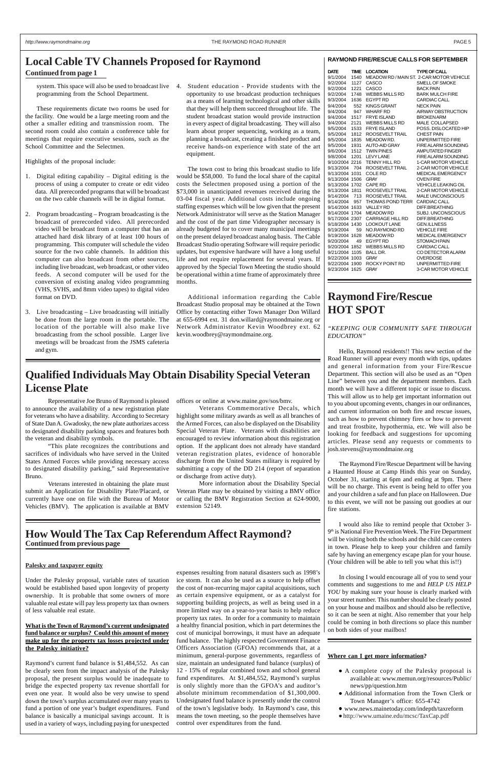# Local Cable TV Channels Proposed for Raymond

**Continued from page 1**

system. This space will also be used to broadcast live programming from the School Department.

These requirements dictate two rooms be used for the facility. One would be a large meeting room and the other a smaller editing and transmission room. The second room could also contain a conference table for meetings that require executive sessions, such as the School Committee and the Selectmen.

Highlights of the proposal include:

1. Digital editing capability – Digital editing is the process of using a computer to create or edit video data. All prerecorded programs that will be broadcast on the two cable channels will be in digital format.

2. Program broadcasting – Program broadcasting is the broadcast of prerecorded video. All prerecorded video will be broadcast from a computer that has an attached hard disk library of at least 100 hours of programming. This computer will schedule the video source for the two cable channels. In addition this computer can also broadcast from other sources, including live broadcast, web broadcast, or other video feeds. A second computer will be used for the conversion of existing analog video programming (VHS, SVHS, and 8mm video tapes) to digital video format on DVD.

3. Live broadcasting – Live broadcasting will initially be done from the large room in the portable. The location of the portable will also make live broadcasting from the school possible. Larger live meetings will be broadcast from the JSMS cafeteria and gym.

4. Student education - Provide students with the opportunity to use broadcast production techniques as a means of learning technological and other skills that they will help them succeed throughout life. The student broadcast station would provide instruction in every aspect of digital broadcasting. They will also learn about proper sequencing, working as a team, planning a broadcast, creating a finished product and receive hands-on experience with state of the art equipment.

The town cost to bring this broadcast studio to life would be $58,000. To fund the local share of the capital costs the Selectmen proposed using a portion of the $73,000 in unanticipated revenues received during the 03-04 fiscal year. Additional costs include ongoing staffing expenses which will be low given that the present Network Administrator will serve as the Station Manager and the cost of the part time Videographer necessary is already budgeted for to cover many municipal meetings on the present delayed broadcast analog basis. The Cable Broadcast Studio operating Software will require periodic updates, but expensive hardware will have a long useful life and not require replacement for several years. If approved by the Special Town Meeting the studio should be operational within a time frame of approximately three months.

Additional information regarding the Cable Broadcast Studio proposal may be obtained at the Town Office by contacting either Town Manager Don Willard at 655-6994 ext. 31 don.willard@raymondmaine.org or Network Administrator Kevin Woodbrey ext. 62 kevin.woodbrey@raymondmaine.org.

### RAYMOND FIRE/RESCUE CALLS FOR SEPTEMBER

| DATE | TIME | LOCATION | TYPE OF CALL |
|---|---|---|---|
| 9/1/2004 | 1540 | MEADOW RD / MAIN ST. | 2-CAR MOTOR VEHICLE |
| 9/2/2004 | 1127 | CASCO | SMELL OF SMOKE |
| 9/2/2004 | 1221 | CASCO | BACK PAIN |
| 9/2/2004 | 1748 | WEBBS MILLS RD | BARK MULCH FIRE |
| 9/3/2004 | 1636 | EGYPT RD | CARDIAC CALL |
| 9/4/2004 | 552 | KINGS GRANT | NECK PAIN |
| 9/4/2004 | 947 | WHARF RD | AIRWAY OBSTRUCTION |
| 9/4/2004 | 1517 | FRYE ISLAND | BROKEN ARM |
| 9/4/2004 | 2121 | WEBBS MILLS RD | MALE COLLAPSED |
| 9/5/2004 | 1533 | FRYE ISLAND | POSS. DISLOCATED HIP |
| 9/5/2004 | 1812 | ROOSEVELT TRAIL | CHEST PAIN |
| 9/5/2004 | 1835 | MEADOW RD. | UNPERMITTED FIRE |
| 9/5/2004 | 1931 | AUTO-AID GRAY | FIRE ALARM SOUNDING |
| 9/6/2004 | 1512 | TWIN PINES | AMPUTATED FINGER |
| 9/8/2004 | 1201 | LEVY LANE | FIRE ALARM SOUNDING |
| 9/10/2004 | 2216 | TENNY HILL RD | 1-CAR MOTOR VEHICLE |
| 9/13/2004 | 704 | ROOSEVELT TRAIL | 2-CAR MOTOR VEHICLE |
| 9/13/2004 | 1031 | COLE RD | MEDICAL EMERGENCY |
| 9/13/2004 | 1506 | GRAY | OVEN FIRE |
| 9/13/2004 | 1702 | CAPE RD | VEHICLE LEAKING OIL |
| 9/13/2004 | 1811 | ROOSEVELT TRAIL | 2-CAR MOTOR VEHICLE |
| 9/14/2004 | 713 | ROOSEVELT TRAIL | MALE UNCONSCIOUS |
| 9/14/2004 | 957 | THOMAS POND TERR | CARDIAC CALL |
| 9/14/2004 | 1633 | VALLEY RD | DIFF.BREATHING |
| 9/14/2004 | 1704 | MEADOW RD | SUBJ. UNCONSCIOUS |
| 9/17/2004 | 2307 | CARRIAGE HILL RD | DIFF.BREATHING |
| 9/18/2004 | 1430 | LOOKOUT LANE | GEN.ILLNESS |
| 9/19/2004 | 59 | NO.RAYMOND RD | VEHICLE FIRE |
| 9/19/2004 | 1628 | MEADOW RD | MEDICAL EMERGENCY |
| 9/20/2004 | 49 | EGYPT RD | STOMACH PAIN |
| 9/20/2004 | 1852 | WEBBS MILLS RD | CARDIAC CALL |
| 9/21/2004 | 1105 | BALL DR. | CO DETECTOR ALARM |
| 9/22/2004 | 1003 | GRAY | OVERDOSE |
| 9/22/2004 | 1900 | ROCKY POINT RD | UNPERMITTED FIRE |
| 9/23/2004 | 1625 | GRAY | 3-CAR MOTOR VEHICLE |

# Raymond Fire/Rescue HOT SPOT

*"KEEPING OUR COMMUNITY SAFE THROUGH EDUCATION"*

Hello, Raymond residents!! This new section of the Road Runner will appear every month with tips, updates and general information from your Fire/Rescue Department. This section will also be used as an "Open Line" between you and the department members. Each month we will have a different topic or issue to discuss. This will allow us to help get important information out to you about upcoming events, changes in our ordinances, and current information on both fire and rescue issues, such as how to prevent chimney fires or how to prevent and treat frostbite, hypothermia, etc. We will also be looking for feedback and suggestions for upcoming articles. Please send any requests or comments to josh.stevens@raymondmaine.org

The Raymond Fire/Rescue Department will be having a Haunted House at Camp Hinds this year on Sunday, October 31, starting at 6pm and ending at 9pm. There will be no charge. This event is being held to offer you and your children a safe and fun place on Halloween. Due to this event, we will not be passing out goodies at our fire stations.

I would also like to remind people that October 3-9th is National Fire Prevention Week. The Fire Department will be visiting both the schools and the child care centers in town. Please help to keep your children and family safe by having an emergency escape plan for your house. (Your children will be able to tell you what this is!!)

In closing I would encourage all of you to send your comments and suggestions to me and *HELP US HELP YOU* by making sure your house is clearly marked with your street number. This number should be clearly posted on your house and mailbox and should also be reflective, so it can be seen at night. Also remember that your help could be coming in both directions so place this number on both sides of your mailbox!

# Qualified Individuals May Obtain Disability Special Veteran License Plate

Representative Joe Bruno of Raymond is pleased to announce the availability of a new registration plate for veterans who have a disability. According to Secretary of State Dan A. Gwadosky, the new plate authorizes access to designated disability parking spaces and features both the veteran and disability symbols.

"This plate recognizes the contributions and sacrifices of individuals who have served in the United States Armed Forces while providing necessary access to designated disability parking," said Representative Bruno.

Veterans interested in obtaining the plate must submit an Application for Disability Plate/Placard, or currently have one on file with the Bureau of Motor Vehicles (BMV). The application is available at BMV offices or online at www.maine.gov/sos/bmv.

Veterans Commemorative Decals, which highlight some military awards as well as all branches of the Armed Forces, can also be displayed on the Disability Special Veteran Plate. Veterans with disabilities are encouraged to review information about this registration option. If the applicant does not already have standard veteran registration plates, evidence of honorable discharge from the United States military is required by submitting a copy of the DD 214 (report of separation or discharge from active duty).

More information about the Disability Special Veteran Plate may be obtained by visiting a BMV office or calling the BMV Registration Section at 624-9000, extension 52149.

# How Would The Tax Cap Referendum Affect Raymond?

**Continued from previous page**

**Palesky and taxpayer equity**

Under the Palesky proposal, variable rates of taxation would be established based upon longevity of property ownership. It is probable that some owners of more valuable real estate will pay less property tax than owners of less valuable real estate.

**What is the Town of Raymond's current undesignated fund balance or surplus? Could this amount of money make up for the property tax losses projected under the Palesky initiative?**

Raymond's current fund balance is $1,484,552. As can be clearly seen from the impact analysis of the Palesky proposal, the present surplus would be inadequate to bridge the expected property tax revenue shortfall for even one year. It would also be very unwise to spend down the town's surplus accumulated over many years to fund a portion of one year's budget expenditures. Fund balance is basically a municipal savings account. It is used in a variety of ways, including paying for unexpected expenses resulting from natural disasters such as 1998's ice storm. It can also be used as a source to help offset the cost of non-recurring major capital acquisitions, such as certain expensive equipment, or as a catalyst for supporting building projects, as well as being used in a more limited way on a year-to-year basis to help reduce property tax rates. In order for a community to maintain a healthy financial position, which in part determines the cost of municipal borrowings, it must have an adequate fund balance. The highly respected Government Finance Officers Association (GFOA) recommends that, at a minimum, general-purpose governments, regardless of size, maintain an undesignated fund balance (surplus) of 12 - 15% of regular combined town and school general fund expenditures. At $1,484,552, Raymond's surplus is only slightly more than the GFOA's and auditor's absolute minimum recommendation of $1,300,000. Undesignated fund balance is presently under the control of the town's legislative body. In Raymond's case, this means the town meeting, so the people themselves have control over expenditures from the fund.

**Where can I get more information?**

- A complete copy of the Palesky proposal is available at: www.memun.org/resources/Public/news/pp/question.htm
- Additional information from the Town Clerk or Town Manager's office: 655-4742
- www.news.mainetoday.com/indepth/taxreform
- http://www.umaine.edu/mcsc/TaxCap.pdf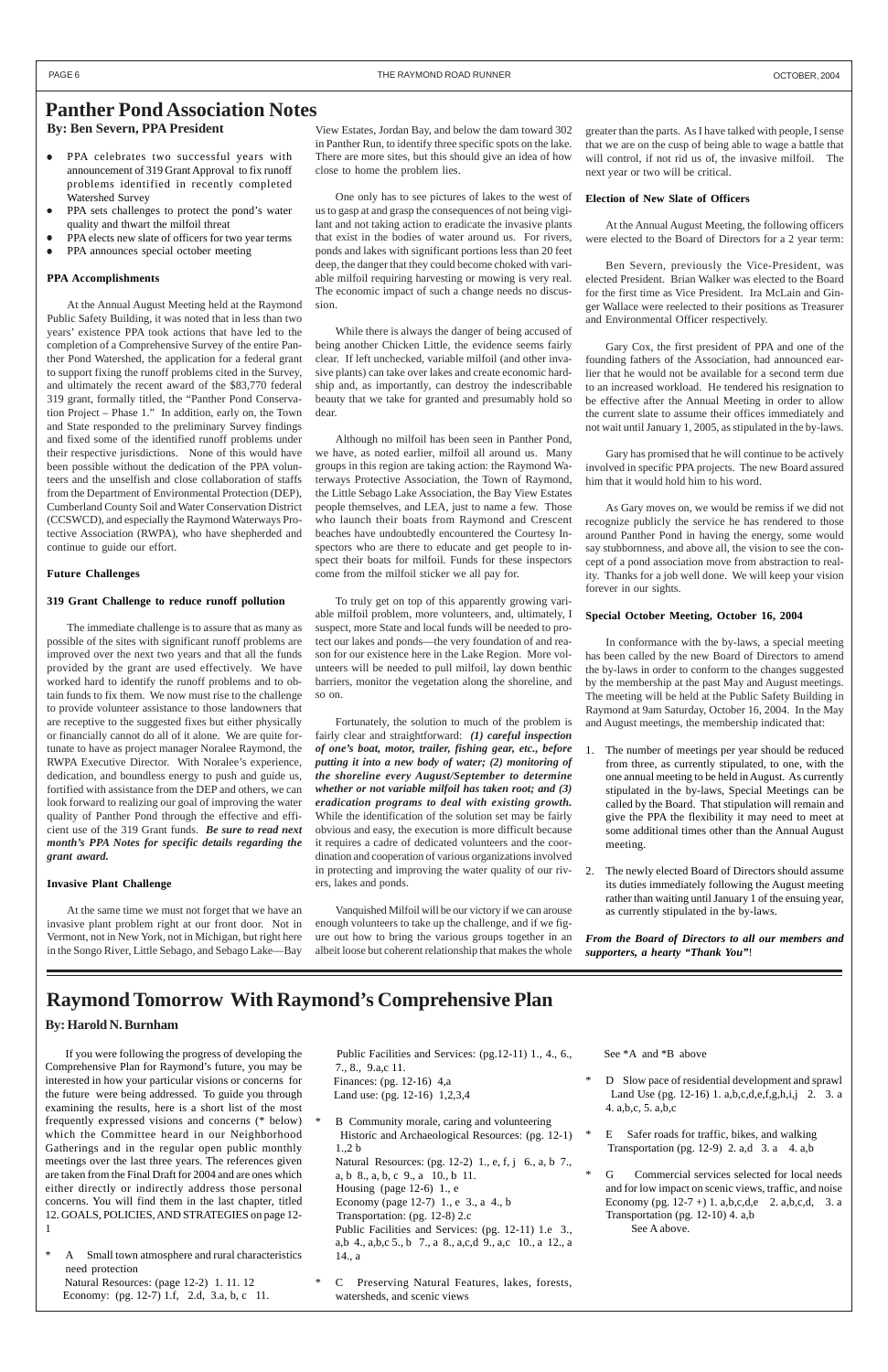# Panther Pond Association Notes

**By: Ben Severn, PPA President**

- PPA celebrates two successful years with announcement of 319 Grant Approval to fix runoff problems identified in recently completed Watershed Survey
- PPA sets challenges to protect the pond's water quality and thwart the milfoil threat
- PPA elects new slate of officers for two year terms
- PPA announces special october meeting

**PPA Accomplishments**

At the Annual August Meeting held at the Raymond Public Safety Building, it was noted that in less than two years' existence PPA took actions that have led to the completion of a Comprehensive Survey of the entire Panther Pond Watershed, the application for a federal grant to support fixing the runoff problems cited in the Survey, and ultimately the recent award of the $83,770 federal 319 grant, formally titled, the "Panther Pond Conservation Project – Phase 1." In addition, early on, the Town and State responded to the preliminary Survey findings and fixed some of the identified runoff problems under their respective jurisdictions. None of this would have been possible without the dedication of the PPA volunteers and the unselfish and close collaboration of staffs from the Department of Environmental Protection (DEP), Cumberland County Soil and Water Conservation District (CCSWCD), and especially the Raymond Waterways Protective Association (RWPA), who have shepherded and continue to guide our effort.

**Future Challenges**

**319 Grant Challenge to reduce runoff pollution**

The immediate challenge is to assure that as many as possible of the sites with significant runoff problems are improved over the next two years and that all the funds provided by the grant are used effectively. We have worked hard to identify the runoff problems and to obtain funds to fix them. We now must rise to the challenge to provide volunteer assistance to those landowners that are receptive to the suggested fixes but either physically or financially cannot do all of it alone. We are quite fortunate to have as project manager Noralee Raymond, the RWPA Executive Director. With Noralee's experience, dedication, and boundless energy to push and guide us, fortified with assistance from the DEP and others, we can look forward to realizing our goal of improving the water quality of Panther Pond through the effective and efficient use of the 319 Grant funds. ***Be sure to read next month's PPA Notes for specific details regarding the grant award.***

**Invasive Plant Challenge**

At the same time we must not forget that we have an invasive plant problem right at our front door. Not in Vermont, not in New York, not in Michigan, but right here in the Songo River, Little Sebago, and Sebago Lake—Bay View Estates, Jordan Bay, and below the dam toward 302 in Panther Run, to identify three specific spots on the lake. There are more sites, but this should give an idea of how close to home the problem lies.

One only has to see pictures of lakes to the west of us to gasp at and grasp the consequences of not being vigilant and not taking action to eradicate the invasive plants that exist in the bodies of water around us. For rivers, ponds and lakes with significant portions less than 20 feet deep, the danger that they could become choked with variable milfoil requiring harvesting or mowing is very real. The economic impact of such a change needs no discussion.

While there is always the danger of being accused of being another Chicken Little, the evidence seems fairly clear. If left unchecked, variable milfoil (and other invasive plants) can take over lakes and create economic hardship and, as importantly, can destroy the indescribable beauty that we take for granted and presumably hold so dear.

Although no milfoil has been seen in Panther Pond, we have, as noted earlier, milfoil all around us. Many groups in this region are taking action: the Raymond Waterways Protective Association, the Town of Raymond, the Little Sebago Lake Association, the Bay View Estates people themselves, and LEA, just to name a few. Those who launch their boats from Raymond and Crescent beaches have undoubtedly encountered the Courtesy Inspectors who are there to educate and get people to inspect their boats for milfoil. Funds for these inspectors come from the milfoil sticker we all pay for.

To truly get on top of this apparently growing variable milfoil problem, more volunteers, and, ultimately, I suspect, more State and local funds will be needed to protect our lakes and ponds—the very foundation of and reason for our existence here in the Lake Region. More volunteers will be needed to pull milfoil, lay down benthic barriers, monitor the vegetation along the shoreline, and so on.

Fortunately, the solution to much of the problem is fairly clear and straightforward: ***(1) careful inspection of one's boat, motor, trailer, fishing gear, etc., before putting it into a new body of water; (2) monitoring of the shoreline every August/September to determine whether or not variable milfoil has taken root; and (3) eradication programs to deal with existing growth.*** While the identification of the solution set may be fairly obvious and easy, the execution is more difficult because it requires a cadre of dedicated volunteers and the coordination and cooperation of various organizations involved in protecting and improving the water quality of our rivers, lakes and ponds.

Vanquished Milfoil will be our victory if we can arouse enough volunteers to take up the challenge, and if we figure out how to bring the various groups together in an albeit loose but coherent relationship that makes the whole greater than the parts. As I have talked with people, I sense that we are on the cusp of being able to wage a battle that will control, if not rid us of, the invasive milfoil. The next year or two will be critical.

**Election of New Slate of Officers**

At the Annual August Meeting, the following officers were elected to the Board of Directors for a 2 year term:

Ben Severn, previously the Vice-President, was elected President. Brian Walker was elected to the Board for the first time as Vice President. Ira McLain and Ginger Wallace were reelected to their positions as Treasurer and Environmental Officer respectively.

Gary Cox, the first president of PPA and one of the founding fathers of the Association, had announced earlier that he would not be available for a second term due to an increased workload. He tendered his resignation to be effective after the Annual Meeting in order to allow the current slate to assume their offices immediately and not wait until January 1, 2005, as stipulated in the by-laws.

Gary has promised that he will continue to be actively involved in specific PPA projects. The new Board assured him that it would hold him to his word.

As Gary moves on, we would be remiss if we did not recognize publicly the service he has rendered to those around Panther Pond in having the energy, some would say stubbornness, and above all, the vision to see the concept of a pond association move from abstraction to reality. Thanks for a job well done. We will keep your vision forever in our sights.

**Special October Meeting, October 16, 2004**

In conformance with the by-laws, a special meeting has been called by the new Board of Directors to amend the by-laws in order to conform to the changes suggested by the membership at the past May and August meetings. The meeting will be held at the Public Safety Building in Raymond at 9am Saturday, October 16, 2004. In the May and August meetings, the membership indicated that:

1. The number of meetings per year should be reduced from three, as currently stipulated, to one, with the one annual meeting to be held in August. As currently stipulated in the by-laws, Special Meetings can be called by the Board. That stipulation will remain and give the PPA the flexibility it may need to meet at some additional times other than the Annual August meeting.
2. The newly elected Board of Directors should assume its duties immediately following the August meeting rather than waiting until January 1 of the ensuing year, as currently stipulated in the by-laws.

***From the Board of Directors to all our members and supporters, a hearty "Thank You"!***

---

# Raymond Tomorrow With Raymond's Comprehensive Plan

**By: Harold N. Burnham**

If you were following the progress of developing the Comprehensive Plan for Raymond's future, you may be interested in how your particular visions or concerns for the future were being addressed. To guide you through examining the results, here is a short list of the most frequently expressed visions and concerns (* below) which the Committee heard in our Neighborhood Gatherings and in the regular open public monthly meetings over the last three years. The references given are taken from the Final Draft for 2004 and are ones which either directly or indirectly address those personal concerns. You will find them in the last chapter, titled 12. GOALS, POLICIES, AND STRATEGIES on page 12-1

\* A Small town atmosphere and rural characteristics need protection
Natural Resources: (page 12-2) 1. 11. 12
Economy: (pg. 12-7) 1.f, 2.d, 3.a, b, c 11.
Public Facilities and Services: (pg.12-11) 1., 4., 6., 7., 8., 9.a,c 11.
Finances: (pg. 12-16) 4,a
Land use: (pg. 12-16) 1,2,3,4

\* B Community morale, caring and volunteering
Historic and Archaeological Resources: (pg. 12-1) 1.,2 b
Natural Resources: (pg. 12-2) 1., e, f, j 6., a, b 7., a, b 8., a, b, c 9., a 10., b 11.
Housing (page 12-6) 1., e
Economy (page 12-7) 1., e 3., a 4., b
Transportation: (pg. 12-8) 2.c
Public Facilities and Services: (pg. 12-11) 1.e 3., a,b 4., a,b,c 5., b 7., a 8., a,c,d 9., a,c 10., a 12., a 14., a

\* C Preserving Natural Features, lakes, forests, watersheds, and scenic views
See *A and *B above

\* D Slow pace of residential development and sprawl
Land Use (pg. 12-16) 1. a,b,c,d,e,f,g,h,i,j 2. 3. a 4. a,b,c, 5. a,b,c

\* E Safer roads for traffic, bikes, and walking
Transportation (pg. 12-9) 2. a,d 3. a 4. a,b

\* G Commercial services selected for local needs and for low impact on scenic views, traffic, and noise
Economy (pg. 12-7 +) 1. a,b,c,d,e 2. a,b,c,d, 3. a
Transportation (pg. 12-10) 4. a,b
See A above.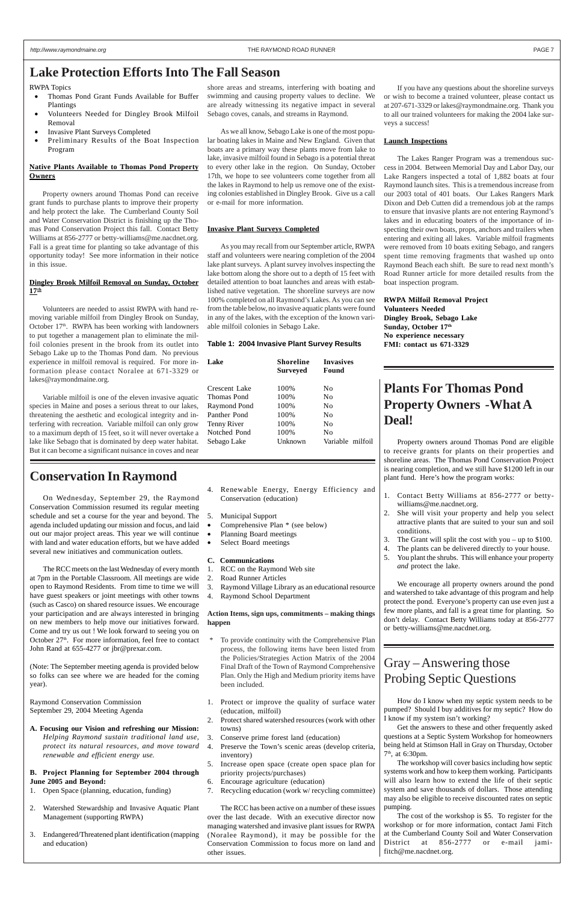# Lake Protection Efforts Into The Fall Season

RWPA Topics

- Thomas Pond Grant Funds Available for Buffer Plantings
- Volunteers Needed for Dingley Brook Milfoil Removal
- Invasive Plant Surveys Completed
- Preliminary Results of the Boat Inspection Program

**Native Plants Available to Thomas Pond Property Owners**

Property owners around Thomas Pond can receive grant funds to purchase plants to improve their property and help protect the lake. The Cumberland County Soil and Water Conservation District is finishing up the Thomas Pond Conservation Project this fall. Contact Betty Williams at 856-2777 or betty-williams@me.nacdnet.org. Fall is a great time for planting so take advantage of this opportunity today! See more information in their notice in this issue.

**Dingley Brook Milfoil Removal on Sunday, October 17th**

Volunteers are needed to assist RWPA with hand removing variable milfoil from Dingley Brook on Sunday, October 17th. RWPA has been working with landowners to put together a management plan to eliminate the milfoil colonies present in the brook from its outlet into Sebago Lake up to the Thomas Pond dam. No previous experience in milfoil removal is required. For more information please contact Noralee at 671-3329 or lakes@raymondmaine.org.

Variable milfoil is one of the eleven invasive aquatic species in Maine and poses a serious threat to our lakes, threatening the aesthetic and ecological integrity and interfering with recreation. Variable milfoil can only grow to a maximum depth of 15 feet, so it will never overtake a lake like Sebago that is dominated by deep water habitat. But it can become a significant nuisance in coves and near shore areas and streams, interfering with boating and swimming and causing property values to decline. We are already witnessing its negative impact in several Sebago coves, canals, and streams in Raymond.

As we all know, Sebago Lake is one of the most popular boating lakes in Maine and New England. Given that boats are a primary way these plants move from lake to lake, invasive milfoil found in Sebago is a potential threat to every other lake in the region. On Sunday, October 17th, we hope to see volunteers come together from all the lakes in Raymond to help us remove one of the existing colonies established in Dingley Brook. Give us a call or e-mail for more information.

**Invasive Plant Surveys Completed**

As you may recall from our September article, RWPA staff and volunteers were nearing completion of the 2004 lake plant surveys. A plant survey involves inspecting the lake bottom along the shore out to a depth of 15 feet with detailed attention to boat launches and areas with established native vegetation. The shoreline surveys are now 100% completed on all Raymond's Lakes. As you can see from the table below, no invasive aquatic plants were found in any of the lakes, with the exception of the known variable milfoil colonies in Sebago Lake.

**Table 1: 2004 Invasive Plant Survey Results**

| Lake | Shoreline Surveyed | Invasives Found |
|---|---|---|
| Crescent Lake | 100% | No |
| Thomas Pond | 100% | No |
| Raymond Pond | 100% | No |
| Panther Pond | 100% | No |
| Tenny River | 100% | No |
| Notched Pond | 100% | No |
| Sebago Lake | Unknown | Variable milfoil |

If you have any questions about the shoreline surveys or wish to become a trained volunteer, please contact us at 207-671-3329 or lakes@raymondmaine.org. Thank you to all our trained volunteers for making the 2004 lake surveys a success!

**Launch Inspections**

The Lakes Ranger Program was a tremendous success in 2004. Between Memorial Day and Labor Day, our Lake Rangers inspected a total of 1,882 boats at four Raymond launch sites. This is a tremendous increase from our 2003 total of 401 boats. Our Lakes Rangers Mark Dixon and Deb Cutten did a tremendous job at the ramps to ensure that invasive plants are not entering Raymond's lakes and in educating boaters of the importance of inspecting their own boats, props, anchors and trailers when entering and exiting all lakes. Variable milfoil fragments were removed from 10 boats exiting Sebago, and rangers spent time removing fragments that washed up onto Raymond Beach each shift. Be sure to read next month's Road Runner article for more detailed results from the boat inspection program.

**RWPA Milfoil Removal Project**
**Volunteers Needed**
**Dingley Brook, Sebago Lake**
**Sunday, October 17th**
**No experience necessary**
**FMI: contact us 671-3329**

# Plants For Thomas Pond Property Owners - What A Deal!

Property owners around Thomas Pond are eligible to receive grants for plants on their properties and shoreline areas. The Thomas Pond Conservation Project is nearing completion, and we still have $1200 left in our plant fund. Here's how the program works:

1. Contact Betty Williams at 856-2777 or betty-williams@me.nacdnet.org.
2. She will visit your property and help you select attractive plants that are suited to your sun and soil conditions.
3. The Grant will split the cost with you – up to $100.
4. The plants can be delivered directly to your house.
5. You plant the shrubs. This will enhance your property *and* protect the lake.

We encourage all property owners around the pond and watershed to take advantage of this program and help protect the pond. Everyone's property can use even just a few more plants, and fall is a great time for planting. So don't delay. Contact Betty Williams today at 856-2777 or betty-williams@me.nacdnet.org.

# Conservation In Raymond

On Wednesday, September 29, the Raymond Conservation Commission resumed its regular meeting schedule and set a course for the year and beyond. The agenda included updating our mission and focus, and laid out our major project areas. This year we will continue with land and water education efforts, but we have added several new initiatives and communication outlets.

The RCC meets on the last Wednesday of every month at 7pm in the Portable Classroom. All meetings are wide open to Raymond Residents. From time to time we will have guest speakers or joint meetings with other towns (such as Casco) on shared resource issues. We encourage your participation and are always interested in bringing on new members to help move our initiatives forward. Come and try us out ! We look forward to seeing you on October 27th. For more information, feel free to contact John Rand at 655-4277 or jbr@prexar.com.

(Note: The September meeting agenda is provided below so folks can see where we are headed for the coming year).

Raymond Conservation Commission
September 29, 2004 Meeting Agenda

**A. Focusing our Vision and refreshing our Mission:** *Helping Raymond sustain traditional land use, protect its natural resources, and move toward renewable and efficient energy use.*

**B. Project Planning for September 2004 through June 2005 and Beyond:**

1. Open Space (planning, education, funding)
2. Watershed Stewardship and Invasive Aquatic Plant Management (supporting RWPA)
3. Endangered/Threatened plant identification (mapping and education)
4. Renewable Energy, Energy Efficiency and Conservation (education)
5. Municipal Support

- Comprehensive Plan * (see below)
- Planning Board meetings
- Select Board meetings

**C. Communications**

1. RCC on the Raymond Web site
2. Road Runner Articles
3. Raymond Village Library as an educational resource
4. Raymond School Department

**Action Items, sign ups, commitments – making things happen**

\* To provide continuity with the Comprehensive Plan process, the following items have been listed from the Policies/Strategies Action Matrix of the 2004 Final Draft of the Town of Raymond Comprehensive Plan. Only the High and Medium priority items have been included.

1. Protect or improve the quality of surface water (education, milfoil)
2. Protect shared watershed resources (work with other towns)
3. Conserve prime forest land (education)
4. Preserve the Town's scenic areas (develop criteria, inventory)
5. Increase open space (create open space plan for priority projects/purchases)
6. Encourage agriculture (education)
7. Recycling education (work w/ recycling committee)

The RCC has been active on a number of these issues over the last decade. With an executive director now managing watershed and invasive plant issues for RWPA (Noralee Raymond), it may be possible for the Conservation Commission to focus more on land and other issues.

# Gray – Answering those Probing Septic Questions

How do I know when my septic system needs to be pumped? Should I buy additives for my septic? How do I know if my system isn't working?

Get the answers to these and other frequently asked questions at a Septic System Workshop for homeowners being held at Stimson Hall in Gray on Thursday, October 7th, at 6:30pm.

The workshop will cover basics including how septic systems work and how to keep them working. Participants will also learn how to extend the life of their septic system and save thousands of dollars. Those attending may also be eligible to receive discounted rates on septic pumping.

The cost of the workshop is $5. To register for the workshop or for more information, contact Jami Fitch at the Cumberland County Soil and Water Conservation District at 856-2777 or e-mail jami-fitch@me.nacdnet.org.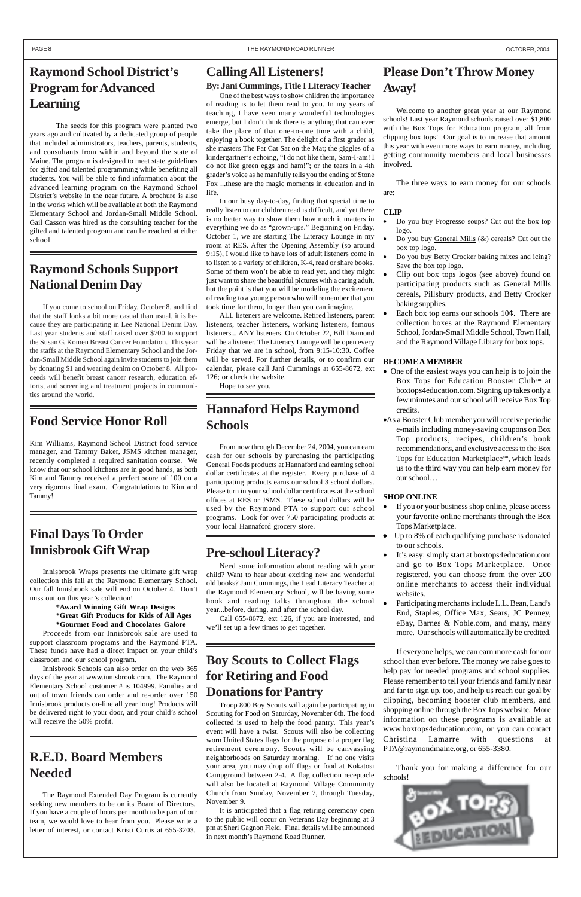# Raymond School District's Program for Advanced Learning

The seeds for this program were planted two years ago and cultivated by a dedicated group of people that included administrators, teachers, parents, students, and consultants from within and beyond the state of Maine. The program is designed to meet state guidelines for gifted and talented programming while benefiting all students. You will be able to find information about the advanced learning program on the Raymond School District's website in the near future. A brochure is also in the works which will be available at both the Raymond Elementary School and Jordan-Small Middle School. Gail Casson was hired as the consulting teacher for the gifted and talented program and can be reached at either school.

# Raymond Schools Support National Denim Day

If you come to school on Friday, October 8, and find that the staff looks a bit more casual than usual, it is because they are participating in Lee National Denim Day. Last year students and staff raised over $700 to support the Susan G. Komen Breast Cancer Foundation. This year the staffs at the Raymond Elementary School and the Jordan-Small Middle School again invite students to join them by donating $1 and wearing denim on October 8. All proceeds will benefit breast cancer research, education efforts, and screening and treatment projects in communities around the world.

# Food Service Honor Roll

Kim Williams, Raymond School District food service manager, and Tammy Baker, JSMS kitchen manager, recently completed a required sanitation course. We know that our school kitchens are in good hands, as both Kim and Tammy received a perfect score of 100 on a very rigorous final exam. Congratulations to Kim and Tammy!

# Final Days To Order Innisbrook Gift Wrap

Innisbrook Wraps presents the ultimate gift wrap collection this fall at the Raymond Elementary School. Our fall Innisbrook sale will end on October 4. Don't miss out on this year's collection!

**\*Award Winning Gift Wrap Designs**
**\*Great Gift Products for Kids of All Ages**
**\*Gourmet Food and Chocolates Galore**

Proceeds from our Innisbrook sale are used to support classroom programs and the Raymond PTA. These funds have had a direct impact on your child's classroom and our school program.

Innisbrook Schools can also order on the web 365 days of the year at www.innisbrook.com. The Raymond Elementary School customer # is 104999. Families and out of town friends can order and re-order over 150 Innisbrook products on-line all year long! Products will be delivered right to your door, and your child's school will receive the 50% profit.

# R.E.D. Board Members Needed

The Raymond Extended Day Program is currently seeking new members to be on its Board of Directors. If you have a couple of hours per month to be part of our team, we would love to hear from you. Please write a letter of interest, or contact Kristi Curtis at 655-3203.

# Calling All Listeners!

**By: Jani Cummings, Title I Literacy Teacher**

One of the best ways to show children the importance of reading is to let them read to you. In my years of teaching, I have seen many wonderful technologies emerge, but I don't think there is anything that can ever take the place of that one-to-one time with a child, enjoying a book together. The delight of a first grader as she masters The Fat Cat Sat on the Mat; the giggles of a kindergartner's echoing, "I do not like them, Sam-I-am! I do not like green eggs and ham!"; or the tears in a 4th grader's voice as he manfully tells you the ending of Stone Fox ...these are the magic moments in education and in life.

In our busy day-to-day, finding that special time to really listen to our children read is difficult, and yet there is no better way to show them how much it matters in everything we do as "grown-ups." Beginning on Friday, October 1, we are starting The Literacy Lounge in my room at RES. After the Opening Assembly (so around 9:15), I would like to have lots of adult listeners come in to listen to a variety of children, K-4, read or share books. Some of them won't be able to read yet, and they might just want to share the beautiful pictures with a caring adult, but the point is that you will be modeling the excitement of reading to a young person who will remember that you took time for them, longer than you can imagine.

ALL listeners are welcome. Retired listeners, parent listeners, teacher listeners, working listeners, famous listeners... ANY listeners. On October 22, Bill Diamond will be a listener. The Literacy Lounge will be open every Friday that we are in school, from 9:15-10:30. Coffee will be served. For further details, or to confirm our calendar, please call Jani Cummings at 655-8672, ext 126; or check the website.

Hope to see you.

# Hannaford Helps Raymond Schools

From now through December 24, 2004, you can earn cash for our schools by purchasing the participating General Foods products at Hannaford and earning school dollar certificates at the register. Every purchase of 4 participating products earns our school 3 school dollars. Please turn in your school dollar certificates at the school offices at RES or JSMS. These school dollars will be used by the Raymond PTA to support our school programs. Look for over 750 participating products at your local Hannaford grocery store.

# Pre-school Literacy?

Need some information about reading with your child? Want to hear about exciting new and wonderful old books? Jani Cummings, the Lead Literacy Teacher at the Raymond Elementary School, will be having some book and reading talks throughout the school year...before, during, and after the school day.

Call 655-8672, ext 126, if you are interested, and we'll set up a few times to get together.

# Boy Scouts to Collect Flags for Retiring and Food Donations for Pantry

Troop 800 Boy Scouts will again be participating in Scouting for Food on Saturday, November 6th. The food collected is used to help the food pantry. This year's event will have a twist. Scouts will also be collecting worn United States flags for the purpose of a proper flag retirement ceremony. Scouts will be canvassing neighborhoods on Saturday morning. If no one visits your area, you may drop off flags or food at Kokatosi Campground between 2-4. A flag collection receptacle will also be located at Raymond Village Community Church from Sunday, November 7, through Tuesday, November 9.

It is anticipated that a flag retiring ceremony open to the public will occur on Veterans Day beginning at 3 pm at Sheri Gagnon Field. Final details will be announced in next month's Raymond Road Runner.

# Please Don't Throw Money Away!

Welcome to another great year at our Raymond schools! Last year Raymond schools raised over $1,800 with the Box Tops for Education program, all from clipping box tops! Our goal is to increase that amount this year with even more ways to earn money, including getting community members and local businesses involved.

The three ways to earn money for our schools are:

**CLIP**

- Do you buy Progresso soups? Cut out the box top logo.
- Do you buy General Mills (&) cereals? Cut out the box top logo.
- Do you buy Betty Crocker baking mixes and icing? Save the box top logo.
- Clip out box tops logos (see above) found on participating products such as General Mills cereals, Pillsbury products, and Betty Crocker baking supplies.
- Each box top earns our schools 10¢. There are collection boxes at the Raymond Elementary School, Jordan-Small Middle School, Town Hall, and the Raymond Village Library for box tops.

**BECOME A MEMBER**

- One of the easiest ways you can help is to join the Box Tops for Education Booster Club[sm] at boxtops4education.com. Signing up takes only a few minutes and our school will receive Box Top credits.
- As a Booster Club member you will receive periodic e-mails including money-saving coupons on Box Top products, recipes, children's book recommendations, and exclusive access to the Box Tops for Education Marketplace[sm], which leads us to the third way you can help earn money for our school…

**SHOP ONLINE**

- If you or your business shop online, please access your favorite online merchants through the Box Tops Marketplace.
- Up to 8% of each qualifying purchase is donated to our schools.
- It's easy: simply start at boxtops4education.com and go to Box Tops Marketplace. Once registered, you can choose from the over 200 online merchants to access their individual websites.
- Participating merchants include L.L. Bean, Land's End, Staples, Office Max, Sears, JC Penney, eBay, Barnes & Noble.com, and many, many more. Our schools will automatically be credited.

If everyone helps, we can earn more cash for our school than ever before. The money we raise goes to help pay for needed programs and school supplies. Please remember to tell your friends and family near and far to sign up, too, and help us reach our goal by clipping, becoming booster club members, and shopping online through the Box Tops website. More information on these programs is available at www.boxtops4education.com, or you can contact Christina Lamarre with questions at PTA@raymondmaine.org, or 655-3380.

Thank you for making a difference for our schools!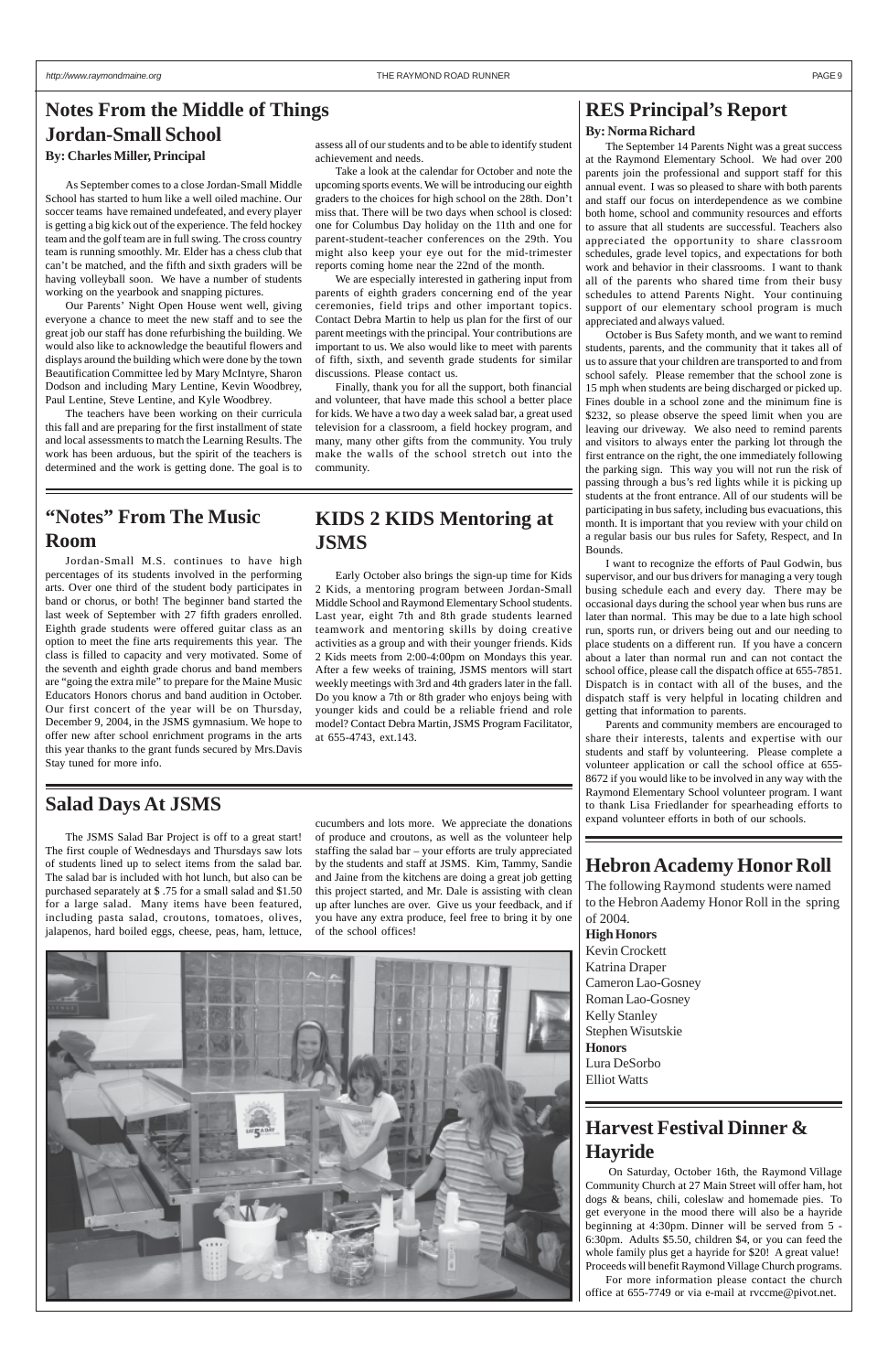# Notes From the Middle of Things Jordan-Small School

**By: Charles Miller, Principal**

As September comes to a close Jordan-Small Middle School has started to hum like a well oiled machine. Our soccer teams have remained undefeated, and every player is getting a big kick out of the experience. The feld hockey team and the golf team are in full swing. The cross country team is running smoothly. Mr. Elder has a chess club that can't be matched, and the fifth and sixth graders will be having volleyball soon. We have a number of students working on the yearbook and snapping pictures.

Our Parents' Night Open House went well, giving everyone a chance to meet the new staff and to see the great job our staff has done refurbishing the building. We would also like to acknowledge the beautiful flowers and displays around the building which were done by the town Beautification Committee led by Mary McIntyre, Sharon Dodson and including Mary Lentine, Kevin Woodbrey, Paul Lentine, Steve Lentine, and Kyle Woodbrey.

The teachers have been working on their curricula this fall and are preparing for the first installment of state and local assessments to match the Learning Results. The work has been arduous, but the spirit of the teachers is determined and the work is getting done. The goal is to assess all of our students and to be able to identify student achievement and needs.

Take a look at the calendar for October and note the upcoming sports events. We will be introducing our eighth graders to the choices for high school on the 28th. Don't miss that. There will be two days when school is closed: one for Columbus Day holiday on the 11th and one for parent-student-teacher conferences on the 29th. You might also keep your eye out for the mid-trimester reports coming home near the 22nd of the month.

We are especially interested in gathering input from parents of eighth graders concerning end of the year ceremonies, field trips and other important topics. Contact Debra Martin to help us plan for the first of our parent meetings with the principal. Your contributions are important to us. We also would like to meet with parents of fifth, sixth, and seventh grade students for similar discussions. Please contact us.

Finally, thank you for all the support, both financial and volunteer, that have made this school a better place for kids. We have a two day a week salad bar, a great used television for a classroom, a field hockey program, and many, many other gifts from the community. You truly make the walls of the school stretch out into the community.

# "Notes" From The Music Room

Jordan-Small M.S. continues to have high percentages of its students involved in the performing arts. Over one third of the student body participates in band or chorus, or both! The beginner band started the last week of September with 27 fifth graders enrolled. Eighth grade students were offered guitar class as an option to meet the fine arts requirements this year. The class is filled to capacity and very motivated. Some of the seventh and eighth grade chorus and band members are "going the extra mile" to prepare for the Maine Music Educators Honors chorus and band audition in October. Our first concert of the year will be on Thursday, December 9, 2004, in the JSMS gymnasium. We hope to offer new after school enrichment programs in the arts this year thanks to the grant funds secured by Mrs.Davis Stay tuned for more info.

# KIDS 2 KIDS Mentoring at JSMS

Early October also brings the sign-up time for Kids 2 Kids, a mentoring program between Jordan-Small Middle School and Raymond Elementary School students. Last year, eight 7th and 8th grade students learned teamwork and mentoring skills by doing creative activities as a group and with their younger friends. Kids 2 Kids meets from 2:00-4:00pm on Mondays this year. After a few weeks of training, JSMS mentors will start weekly meetings with 3rd and 4th graders later in the fall. Do you know a 7th or 8th grader who enjoys being with younger kids and could be a reliable friend and role model? Contact Debra Martin, JSMS Program Facilitator, at 655-4743, ext.143.

# Salad Days At JSMS

The JSMS Salad Bar Project is off to a great start! The first couple of Wednesdays and Thursdays saw lots of students lined up to select items from the salad bar. The salad bar is included with hot lunch, but also can be purchased separately at $ .75 for a small salad and $1.50 for a large salad. Many items have been featured, including pasta salad, croutons, tomatoes, olives, jalapenos, hard boiled eggs, cheese, peas, ham, lettuce, cucumbers and lots more. We appreciate the donations of produce and croutons, as well as the volunteer help staffing the salad bar – your efforts are truly appreciated by the students and staff at JSMS. Kim, Tammy, Sandie and Jaine from the kitchens are doing a great job getting this project started, and Mr. Dale is assisting with clean up after lunches are over. Give us your feedback, and if you have any extra produce, feel free to bring it by one of the school offices!

# RES Principal's Report

**By: Norma Richard**

The September 14 Parents Night was a great success at the Raymond Elementary School. We had over 200 parents join the professional and support staff for this annual event. I was so pleased to share with both parents and staff our focus on interdependence as we combine both home, school and community resources and efforts to assure that all students are successful. Teachers also appreciated the opportunity to share classroom schedules, grade level topics, and expectations for both work and behavior in their classrooms. I want to thank all of the parents who shared time from their busy schedules to attend Parents Night. Your continuing support of our elementary school program is much appreciated and always valued.

October is Bus Safety month, and we want to remind students, parents, and the community that it takes all of us to assure that your children are transported to and from school safely. Please remember that the school zone is 15 mph when students are being discharged or picked up. Fines double in a school zone and the minimum fine is $232, so please observe the speed limit when you are leaving our driveway. We also need to remind parents and visitors to always enter the parking lot through the first entrance on the right, the one immediately following the parking sign. This way you will not run the risk of passing through a bus's red lights while it is picking up students at the front entrance. All of our students will be participating in bus safety, including bus evacuations, this month. It is important that you review with your child on a regular basis our bus rules for Safety, Respect, and In Bounds.

I want to recognize the efforts of Paul Godwin, bus supervisor, and our bus drivers for managing a very tough busing schedule each and every day. There may be occasional days during the school year when bus runs are later than normal. This may be due to a late high school run, sports run, or drivers being out and our needing to place students on a different run. If you have a concern about a later than normal run and can not contact the school office, please call the dispatch office at 655-7851. Dispatch is in contact with all of the buses, and the dispatch staff is very helpful in locating children and getting that information to parents.

Parents and community members are encouraged to share their interests, talents and expertise with our students and staff by volunteering. Please complete a volunteer application or call the school office at 655-8672 if you would like to be involved in any way with the Raymond Elementary School volunteer program. I want to thank Lisa Friedlander for spearheading efforts to expand volunteer efforts in both of our schools.

# Hebron Academy Honor Roll

The following Raymond students were named to the Hebron Aademy Honor Roll in the spring of 2004.

**High Honors**

Kevin Crockett
Katrina Draper
Cameron Lao-Gosney
Roman Lao-Gosney
Kelly Stanley
Stephen Wisutskie

**Honors**

Lura DeSorbo
Elliot Watts

# Harvest Festival Dinner & Hayride

On Saturday, October 16th, the Raymond Village Community Church at 27 Main Street will offer ham, hot dogs & beans, chili, coleslaw and homemade pies. To get everyone in the mood there will also be a hayride beginning at 4:30pm. Dinner will be served from 5 - 6:30pm. Adults $5.50, children $4, or you can feed the whole family plus get a hayride for $20! A great value! Proceeds will benefit Raymond Village Church programs.

For more information please contact the church office at 655-7749 or via e-mail at rvccme@pivot.net.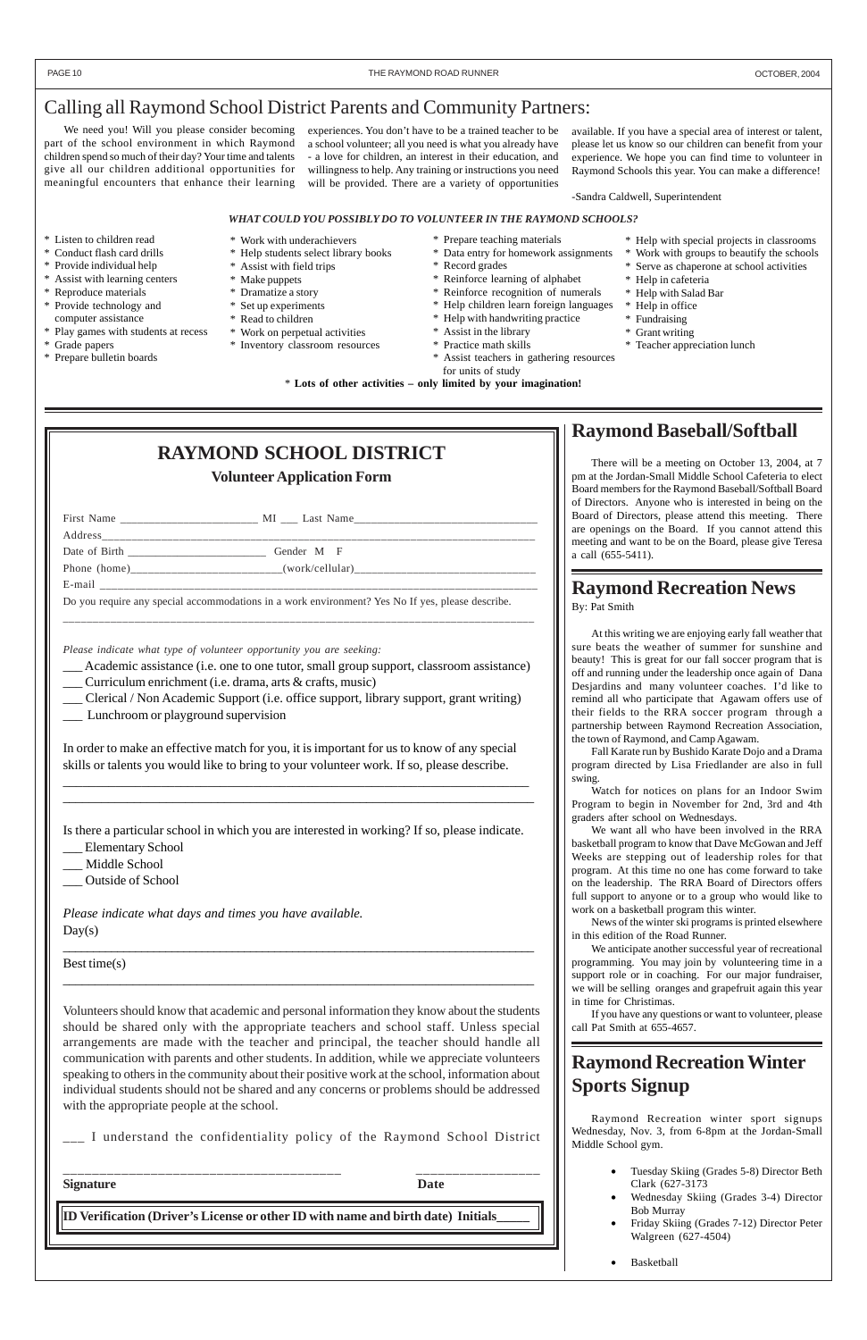# Calling all Raymond School District Parents and Community Partners:

We need you! Will you please consider becoming part of the school environment in which Raymond children spend so much of their day? Your time and talents give all our children additional opportunities for meaningful encounters that enhance their learning experiences. You don't have to be a trained teacher to be a school volunteer; all you need is what you already have - a love for children, an interest in their education, and willingness to help. Any training or instructions you need will be provided. There are a variety of opportunities available. If you have a special area of interest or talent, please let us know so our children can benefit from your experience. We hope you can find time to volunteer in Raymond Schools this year. You can make a difference!

-Sandra Caldwell, Superintendent

***WHAT COULD YOU POSSIBLY DO TO VOLUNTEER IN THE RAYMOND SCHOOLS?***

* Listen to children read
* Conduct flash card drills
* Provide individual help
* Assist with learning centers
* Reproduce materials
* Provide technology and computer assistance
* Play games with students at recess
* Grade papers
* Prepare bulletin boards
* Work with underachievers
* Help students select library books
* Assist with field trips
* Make puppets
* Dramatize a story
* Set up experiments
* Read to children
* Work on perpetual activities
* Inventory classroom resources
* Prepare teaching materials
* Data entry for homework assignments
* Record grades
* Reinforce learning of alphabet
* Reinforce recognition of numerals
* Help children learn foreign languages
* Help with handwriting practice
* Assist in the library
* Practice math skills
* Assist teachers in gathering resources for units of study
* Help with special projects in classrooms
* Work with groups to beautify the schools
* Serve as chaperone at school activities
* Help in cafeteria
* Help with Salad Bar
* Help in office
* Fundraising
* Grant writing
* Teacher appreciation lunch

* **Lots of other activities – only limited by your imagination!**

# RAYMOND SCHOOL DISTRICT

## Volunteer Application Form

First Name _______________________ MI ___ Last Name_______________________________

Address_______________________________________________________________________

Date of Birth ________________________ Gender M F

Phone (home)__________________________(work/cellular)______________________________

E-mail ________________________________________________________________________

Do you require any special accommodations in a work environment? Yes No If yes, please describe.

_______________________________________________________________________________

*Please indicate what type of volunteer opportunity you are seeking:*

___ Academic assistance (i.e. one to one tutor, small group support, classroom assistance)
___ Curriculum enrichment (i.e. drama, arts & crafts, music)
___ Clerical / Non Academic Support (i.e. office support, library support, grant writing)
___ Lunchroom or playground supervision

In order to make an effective match for you, it is important for us to know of any special skills or talents you would like to bring to your volunteer work. If so, please describe.

_______________________________________________________________________________
_______________________________________________________________________________

Is there a particular school in which you are interested in working? If so, please indicate.

___ Elementary School
___ Middle School
___ Outside of School

*Please indicate what days and times you have available.*

Day(s)

_______________________________________________________________________________

Best time(s)

_______________________________________________________________________________

Volunteers should know that academic and personal information they know about the students should be shared only with the appropriate teachers and school staff. Unless special arrangements are made with the teacher and principal, the teacher should handle all communication with parents and other students. In addition, while we appreciate volunteers speaking to others in the community about their positive work at the school, information about individual students should not be shared and any concerns or problems should be addressed with the appropriate people at the school.

___ I understand the confidentiality policy of the Raymond School District

________________________________________ __________________

**Signature** **Date**

**ID Verification (Driver's License or other ID with name and birth date) Initials_____**

# Raymond Baseball/Softball

There will be a meeting on October 13, 2004, at 7 pm at the Jordan-Small Middle School Cafeteria to elect Board members for the Raymond Baseball/Softball Board of Directors. Anyone who is interested in being on the Board of Directors, please attend this meeting. There are openings on the Board. If you cannot attend this meeting and want to be on the Board, please give Teresa a call (655-5411).

# Raymond Recreation News

By: Pat Smith

At this writing we are enjoying early fall weather that sure beats the weather of summer for sunshine and beauty! This is great for our fall soccer program that is off and running under the leadership once again of Dana Desjardins and many volunteer coaches. I'd like to remind all who participate that Agawam offers use of their fields to the RRA soccer program through a partnership between Raymond Recreation Association, the town of Raymond, and Camp Agawam.

Fall Karate run by Bushido Karate Dojo and a Drama program directed by Lisa Friedlander are also in full swing.

Watch for notices on plans for an Indoor Swim Program to begin in November for 2nd, 3rd and 4th graders after school on Wednesdays.

We want all who have been involved in the RRA basketball program to know that Dave McGowan and Jeff Weeks are stepping out of leadership roles for that program. At this time no one has come forward to take on the leadership. The RRA Board of Directors offers full support to anyone or to a group who would like to work on a basketball program this winter.

News of the winter ski programs is printed elsewhere in this edition of the Road Runner.

We anticipate another successful year of recreational programming. You may join by volunteering time in a support role or in coaching. For our major fundraiser, we will be selling oranges and grapefruit again this year in time for Christmas.

If you have any questions or want to volunteer, please call Pat Smith at 655-4657.

# Raymond Recreation Winter Sports Signup

Raymond Recreation winter sport signups Wednesday, Nov. 3, from 6-8pm at the Jordan-Small Middle School gym.

- Tuesday Skiing (Grades 5-8) Director Beth Clark (627-3173
- Wednesday Skiing (Grades 3-4) Director Bob Murray
- Friday Skiing (Grades 7-12) Director Peter Walgreen (627-4504)
- Basketball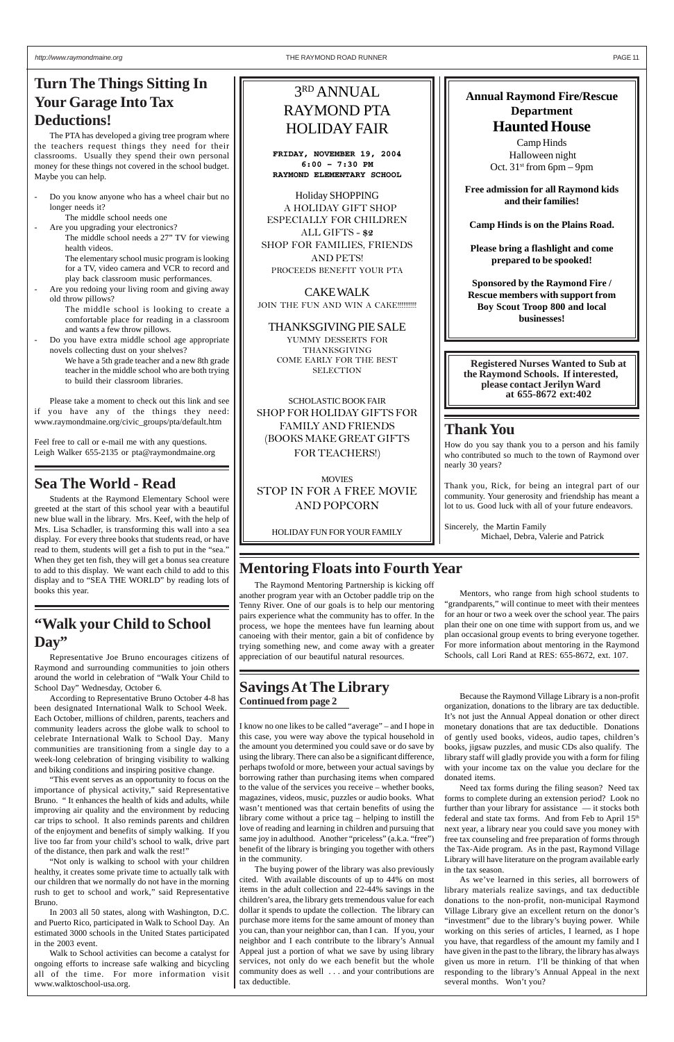# Turn The Things Sitting In Your Garage Into Tax Deductions!

The PTA has developed a giving tree program where the teachers request things they need for their classrooms. Usually they spend their own personal money for these things not covered in the school budget. Maybe you can help.

- Do you know anyone who has a wheel chair but no longer needs it?
  The middle school needs one
- Are you upgrading your electronics?
  The middle school needs a 27" TV for viewing health videos.
  The elementary school music program is looking for a TV, video camera and VCR to record and play back classroom music performances.
- Are you redoing your living room and giving away old throw pillows?
  The middle school is looking to create a comfortable place for reading in a classroom and wants a few throw pillows.
- Do you have extra middle school age appropriate novels collecting dust on your shelves?
  We have a 5th grade teacher and a new 8th grade teacher in the middle school who are both trying to build their classroom libraries.

Please take a moment to check out this link and see if you have any of the things they need: www.raymondmaine.org/civic_groups/pta/default.htm

Feel free to call or e-mail me with any questions.
Leigh Walker 655-2135 or pta@raymondmaine.org

# Sea The World - Read

Students at the Raymond Elementary School were greeted at the start of this school year with a beautiful new blue wall in the library. Mrs. Keef, with the help of Mrs. Lisa Schadler, is transforming this wall into a sea display. For every three books that students read, or have read to them, students will get a fish to put in the "sea." When they get ten fish, they will get a bonus sea creature to add to this display. We want each child to add to this display and to "SEA THE WORLD" by reading lots of books this year.

# "Walk your Child to School Day"

Representative Joe Bruno encourages citizens of Raymond and surrounding communities to join others around the world in celebration of "Walk Your Child to School Day" Wednesday, October 6.

According to Representative Bruno October 4-8 has been designated International Walk to School Week. Each October, millions of children, parents, teachers and community leaders across the globe walk to school to celebrate International Walk to School Day. Many communities are transitioning from a single day to a week-long celebration of bringing visibility to walking and biking conditions and inspiring positive change.

"This event serves as an opportunity to focus on the importance of physical activity," said Representative Bruno. " It enhances the health of kids and adults, while improving air quality and the environment by reducing car trips to school. It also reminds parents and children of the enjoyment and benefits of simply walking. If you live too far from your child's school to walk, drive part of the distance, then park and walk the rest!"

"Not only is walking to school with your children healthy, it creates some private time to actually talk with our children that we normally do not have in the morning rush to get to school and work," said Representative Bruno.

In 2003 all 50 states, along with Washington, D.C. and Puerto Rico, participated in Walk to School Day. An estimated 3000 schools in the United States participated in the 2003 event.

Walk to School activities can become a catalyst for ongoing efforts to increase safe walking and bicycling all of the time. For more information visit www.walktoschool-usa.org.

# 3RD ANNUAL RAYMOND PTA HOLIDAY FAIR

**FRIDAY, NOVEMBER 19, 2004**
**6:00 – 7:30 PM**
**RAYMOND ELEMENTARY SCHOOL**

Holiday SHOPPING
A HOLIDAY GIFT SHOP
ESPECIALLY FOR CHILDREN
ALL GIFTS - **$2**
SHOP FOR FAMILIES, FRIENDS AND PETS!
PROCEEDS BENEFIT YOUR PTA

CAKE WALK
JOIN THE FUN AND WIN A CAKE!!!!!!!!!

THANKSGIVING PIE SALE
YUMMY DESSERTS FOR THANKSGIVING
COME EARLY FOR THE BEST SELECTION

SCHOLASTIC BOOK FAIR
SHOP FOR HOLIDAY GIFTS FOR FAMILY AND FRIENDS
(BOOKS MAKE GREAT GIFTS FOR TEACHERS!)

MOVIES
STOP IN FOR A FREE MOVIE AND POPCORN

HOLIDAY FUN FOR YOUR FAMILY

## Annual Raymond Fire/Rescue Department Haunted House

Camp Hinds
Halloween night
Oct. 31st from 6pm – 9pm

**Free admission for all Raymond kids and their families!**

**Camp Hinds is on the Plains Road.**

**Please bring a flashlight and come prepared to be spooked!**

**Sponsored by the Raymond Fire / Rescue members with support from Boy Scout Troop 800 and local businesses!**

**Registered Nurses Wanted to Sub at the Raymond Schools. If interested, please contact Jerilyn Ward at 655-8672 ext:402**

# Thank You

How do you say thank you to a person and his family who contributed so much to the town of Raymond over nearly 30 years?

Thank you, Rick, for being an integral part of our community. Your generosity and friendship has meant a lot to us. Good luck with all of your future endeavors.

Sincerely, the Martin Family
Michael, Debra, Valerie and Patrick

# Mentoring Floats into Fourth Year

The Raymond Mentoring Partnership is kicking off another program year with an October paddle trip on the Tenny River. One of our goals is to help our mentoring pairs experience what the community has to offer. In the process, we hope the mentees have fun learning about canoeing with their mentor, gain a bit of confidence by trying something new, and come away with a greater appreciation of our beautiful natural resources.

Mentors, who range from high school students to "grandparents," will continue to meet with their mentees for an hour or two a week over the school year. The pairs plan their one on one time with support from us, and we plan occasional group events to bring everyone together. For more information about mentoring in the Raymond Schools, call Lori Rand at RES: 655-8672, ext. 107.

# Savings At The Library

**Continued from page 2**

I know no one likes to be called "average" – and I hope in this case, you were way above the typical household in the amount you determined you could save or do save by using the library. There can also be a significant difference, perhaps twofold or more, between your actual savings by borrowing rather than purchasing items when compared to the value of the services you receive – whether books, magazines, videos, music, puzzles or audio books. What wasn't mentioned was that certain benefits of using the library come without a price tag – helping to instill the love of reading and learning in children and pursuing that same joy in adulthood. Another "priceless" (a.k.a. "free") benefit of the library is bringing you together with others in the community.

The buying power of the library was also previously cited. With available discounts of up to 44% on most items in the adult collection and 22-44% savings in the children's area, the library gets tremendous value for each dollar it spends to update the collection. The library can purchase more items for the same amount of money than you can, than your neighbor can, than I can. If you, your neighbor and I each contribute to the library's Annual Appeal just a portion of what we save by using library services, not only do we each benefit but the whole community does as well . . . and your contributions are tax deductible.

Because the Raymond Village Library is a non-profit organization, donations to the library are tax deductible. It's not just the Annual Appeal donation or other direct monetary donations that are tax deductible. Donations of gently used books, videos, audio tapes, children's books, jigsaw puzzles, and music CDs also qualify. The library staff will gladly provide you with a form for filing with your income tax on the value you declare for the donated items.

Need tax forms during the filing season? Need tax forms to complete during an extension period? Look no further than your library for assistance — it stocks both federal and state tax forms. And from Feb to April 15th next year, a library near you could save you money with free tax counseling and free preparation of forms through the Tax-Aide program. As in the past, Raymond Village Library will have literature on the program available early in the tax season.

As we've learned in this series, all borrowers of library materials realize savings, and tax deductible donations to the non-profit, non-municipal Raymond Village Library give an excellent return on the donor's "investment" due to the library's buying power. While working on this series of articles, I learned, as I hope you have, that regardless of the amount my family and I have given in the past to the library, the library has always given us more in return. I'll be thinking of that when responding to the library's Annual Appeal in the next several months. Won't you?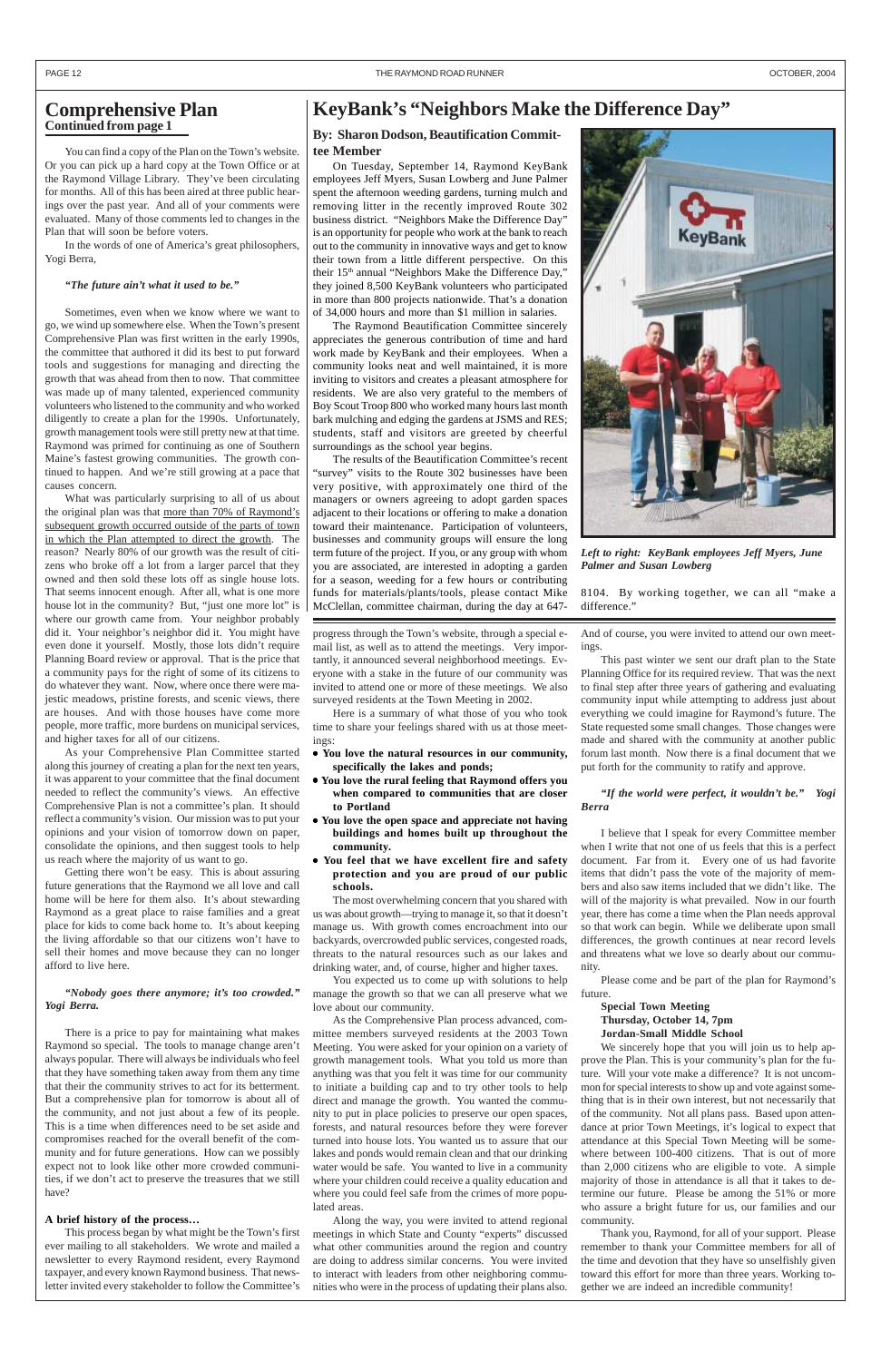## Comprehensive Plan

**Continued from page 1**

You can find a copy of the Plan on the Town's website. Or you can pick up a hard copy at the Town Office or at the Raymond Village Library. They've been circulating for months. All of this has been aired at three public hearings over the past year. And all of your comments were evaluated. Many of those comments led to changes in the Plan that will soon be before voters.

In the words of one of America's great philosophers, Yogi Berra,

***"The future ain't what it used to be."***

Sometimes, even when we know where we want to go, we wind up somewhere else. When the Town's present Comprehensive Plan was first written in the early 1990s, the committee that authored it did its best to put forward tools and suggestions for managing and directing the growth that was ahead from then to now. That committee was made up of many talented, experienced community volunteers who listened to the community and who worked diligently to create a plan for the 1990s. Unfortunately, growth management tools were still pretty new at that time. Raymond was primed for continuing as one of Southern Maine's fastest growing communities. The growth continued to happen. And we're still growing at a pace that causes concern.

What was particularly surprising to all of us about the original plan was that more than 70% of Raymond's subsequent growth occurred outside of the parts of town in which the Plan attempted to direct the growth. The reason? Nearly 80% of our growth was the result of citizens who broke off a lot from a larger parcel that they owned and then sold these lots off as single house lots. That seems innocent enough. After all, what is one more house lot in the community? But, "just one more lot" is where our growth came from. Your neighbor probably did it. Your neighbor's neighbor did it. You might have even done it yourself. Mostly, those lots didn't require Planning Board review or approval. That is the price that a community pays for the right of some of its citizens to do whatever they want. Now, where once there were majestic meadows, pristine forests, and scenic views, there are houses. And with those houses have come more people, more traffic, more burdens on municipal services, and higher taxes for all of our citizens.

As your Comprehensive Plan Committee started along this journey of creating a plan for the next ten years, it was apparent to your committee that the final document needed to reflect the community's views. An effective Comprehensive Plan is not a committee's plan. It should reflect a community's vision. Our mission was to put your opinions and your vision of tomorrow down on paper, consolidate the opinions, and then suggest tools to help us reach where the majority of us want to go.

Getting there won't be easy. This is about assuring future generations that the Raymond we all love and call home will be here for them also. It's about stewarding Raymond as a great place to raise families and a great place for kids to come back home to. It's about keeping the living affordable so that our citizens won't have to sell their homes and move because they can no longer afford to live here.

***"Nobody goes there anymore; it's too crowded." Yogi Berra.***

There is a price to pay for maintaining what makes Raymond so special. The tools to manage change aren't always popular. There will always be individuals who feel that they have something taken away from them any time that their the community strives to act for its betterment. But a comprehensive plan for tomorrow is about all of the community, and not just about a few of its people. This is a time when differences need to be set aside and compromises reached for the overall benefit of the community and for future generations. How can we possibly expect not to look like other more crowded communities, if we don't act to preserve the treasures that we still have?

**A brief history of the process…**

This process began by what might be the Town's first ever mailing to all stakeholders. We wrote and mailed a newsletter to every Raymond resident, every Raymond taxpayer, and every known Raymond business. That newsletter invited every stakeholder to follow the Committee's progress through the Town's website, through a special e-mail list, as well as to attend the meetings. Very importantly, it announced several neighborhood meetings. Everyone with a stake in the future of our community was invited to attend one or more of these meetings. We also surveyed residents at the Town Meeting in 2002.

Here is a summary of what those of you who took time to share your feelings shared with us at those meetings:

- **You love the natural resources in our community, specifically the lakes and ponds;**
- **You love the rural feeling that Raymond offers you when compared to communities that are closer to Portland**
- **You love the open space and appreciate not having buildings and homes built up throughout the community.**
- **You feel that we have excellent fire and safety protection and you are proud of our public schools.**

The most overwhelming concern that you shared with us was about growth—trying to manage it, so that it doesn't manage us. With growth comes encroachment into our backyards, overcrowded public services, congested roads, threats to the natural resources such as our lakes and drinking water, and, of course, higher and higher taxes.

You expected us to come up with solutions to help manage the growth so that we can all preserve what we love about our community.

As the Comprehensive Plan process advanced, committee members surveyed residents at the 2003 Town Meeting. You were asked for your opinion on a variety of growth management tools. What you told us more than anything was that you felt it was time for our community to initiate a building cap and to try other tools to help direct and manage the growth. You wanted the community to put in place policies to preserve our open spaces, forests, and natural resources before they were forever turned into house lots. You wanted us to assure that our lakes and ponds would remain clean and that our drinking water would be safe. You wanted to live in a community where your children could receive a quality education and where you could feel safe from the crimes of more populated areas.

Along the way, you were invited to attend regional meetings in which State and County "experts" discussed what other communities around the region and country are doing to address similar concerns. You were invited to interact with leaders from other neighboring communities who were in the process of updating their plans also. And of course, you were invited to attend our own meetings.

This past winter we sent our draft plan to the State Planning Office for its required review. That was the next to final step after three years of gathering and evaluating community input while attempting to address just about everything we could imagine for Raymond's future. The State requested some small changes. Those changes were made and shared with the community at another public forum last month. Now there is a final document that we put forth for the community to ratify and approve.

***"If the world were perfect, it wouldn't be." Yogi Berra***

I believe that I speak for every Committee member when I write that not one of us feels that this is a perfect document. Far from it. Every one of us had favorite items that didn't pass the vote of the majority of members and also saw items included that we didn't like. The will of the majority is what prevailed. Now in our fourth year, there has come a time when the Plan needs approval so that work can begin. While we deliberate upon small differences, the growth continues at near record levels and threatens what we love so dearly about our community.

Please come and be part of the plan for Raymond's future.

**Special Town Meeting**
**Thursday, October 14, 7pm**
**Jordan-Small Middle School**

We sincerely hope that you will join us to help approve the Plan. This is your community's plan for the future. Will your vote make a difference? It is not uncommon for special interests to show up and vote against something that is in their own interest, but not necessarily that of the community. Not all plans pass. Based upon attendance at prior Town Meetings, it's logical to expect that attendance at this Special Town Meeting will be somewhere between 100-400 citizens. That is out of more than 2,000 citizens who are eligible to vote. A simple majority of those in attendance is all that it takes to determine our future. Please be among the 51% or more who assure a bright future for us, our families and our community.

Thank you, Raymond, for all of your support. Please remember to thank your Committee members for all of the time and devotion that they have so unselfishly given toward this effort for more than three years. Working together we are indeed an incredible community!

## KeyBank's "Neighbors Make the Difference Day"

**By: Sharon Dodson, Beautification Committee Member**

On Tuesday, September 14, Raymond KeyBank employees Jeff Myers, Susan Lowberg and June Palmer spent the afternoon weeding gardens, turning mulch and removing litter in the recently improved Route 302 business district. "Neighbors Make the Difference Day" is an opportunity for people who work at the bank to reach out to the community in innovative ways and get to know their town from a little different perspective. On this their 15th annual "Neighbors Make the Difference Day," they joined 8,500 KeyBank volunteers who participated in more than 800 projects nationwide. That's a donation of 34,000 hours and more than $1 million in salaries.

The Raymond Beautification Committee sincerely appreciates the generous contribution of time and hard work made by KeyBank and their employees. When a community looks neat and well maintained, it is more inviting to visitors and creates a pleasant atmosphere for residents. We are also very grateful to the members of Boy Scout Troop 800 who worked many hours last month bark mulching and edging the gardens at JSMS and RES; students, staff and visitors are greeted by cheerful surroundings as the school year began.

The results of the Beautification Committee's recent "survey" visits to the Route 302 businesses have been very positive, with approximately one third of the managers or owners agreeing to adopt garden spaces adjacent to their locations or offering to make a donation toward their maintenance. Participation of volunteers, businesses and community groups will ensure the long term future of the project. If you, or any group with whom you are associated, are interested in adopting a garden for a season, weeding for a few hours or contributing funds for materials/plants/tools, please contact Mike McClellan, committee chairman, during the day at 647-8104. By working together, we can all "make a difference."

***Left to right: KeyBank employees Jeff Myers, June Palmer and Susan Lowberg***